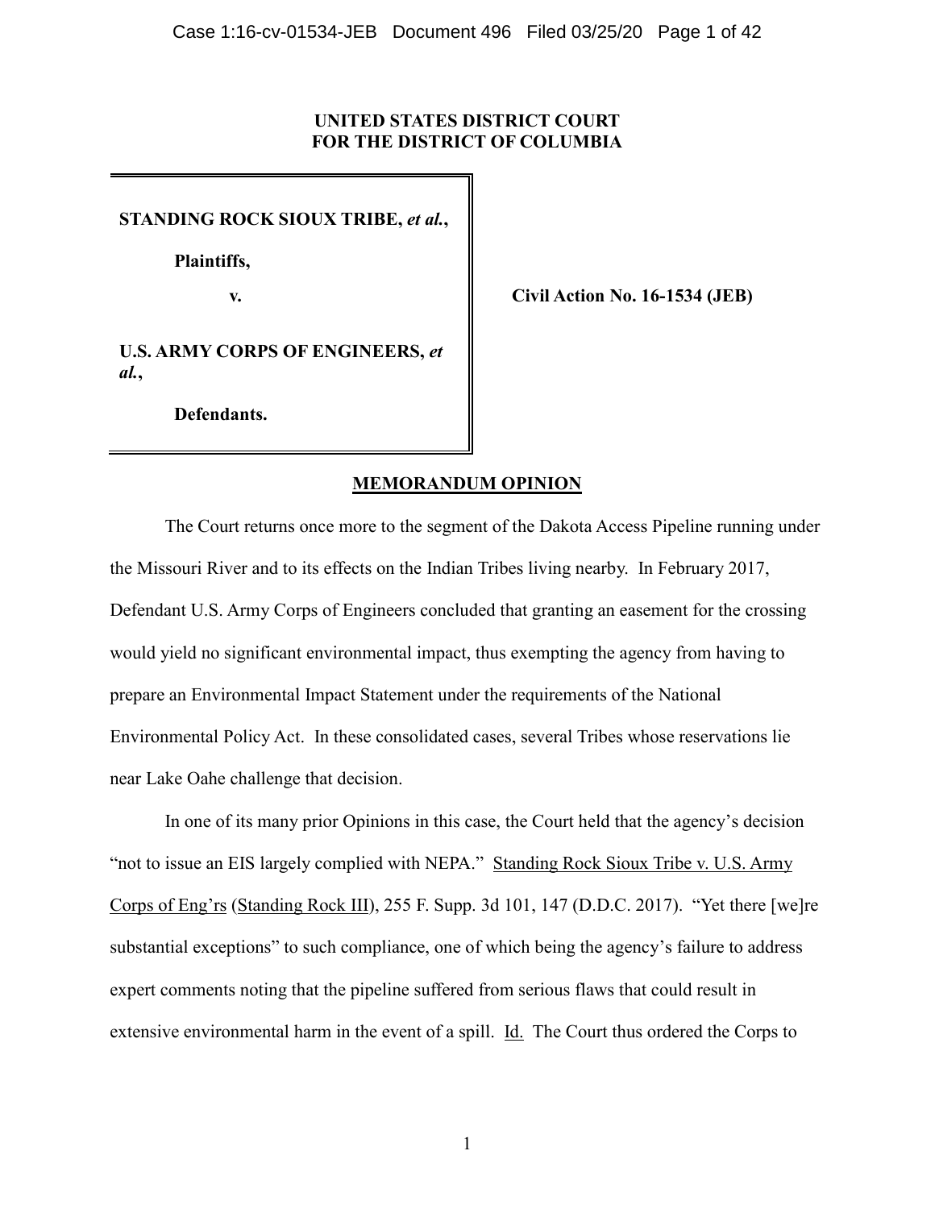**UNITED STATES DISTRICT COURT**
**FOR THE DISTRICT OF COLUMBIA**

| | |
|---|---|
| **STANDING ROCK SIOUX TRIBE, *et al.*,**<br><br>**Plaintiffs,**<br><br>**v.**<br><br>**U.S. ARMY CORPS OF ENGINEERS, *et al.*,**<br><br>**Defendants.** | **Civil Action No. 16-1534 (JEB)** |

**MEMORANDUM OPINION**

The Court returns once more to the segment of the Dakota Access Pipeline running under the Missouri River and to its effects on the Indian Tribes living nearby. In February 2017, Defendant U.S. Army Corps of Engineers concluded that granting an easement for the crossing would yield no significant environmental impact, thus exempting the agency from having to prepare an Environmental Impact Statement under the requirements of the National Environmental Policy Act. In these consolidated cases, several Tribes whose reservations lie near Lake Oahe challenge that decision.

In one of its many prior Opinions in this case, the Court held that the agency's decision "not to issue an EIS largely complied with NEPA." Standing Rock Sioux Tribe v. U.S. Army Corps of Eng'rs (Standing Rock III), 255 F. Supp. 3d 101, 147 (D.D.C. 2017). "Yet there [we]re substantial exceptions" to such compliance, one of which being the agency's failure to address expert comments noting that the pipeline suffered from serious flaws that could result in extensive environmental harm in the event of a spill. Id. The Court thus ordered the Corps to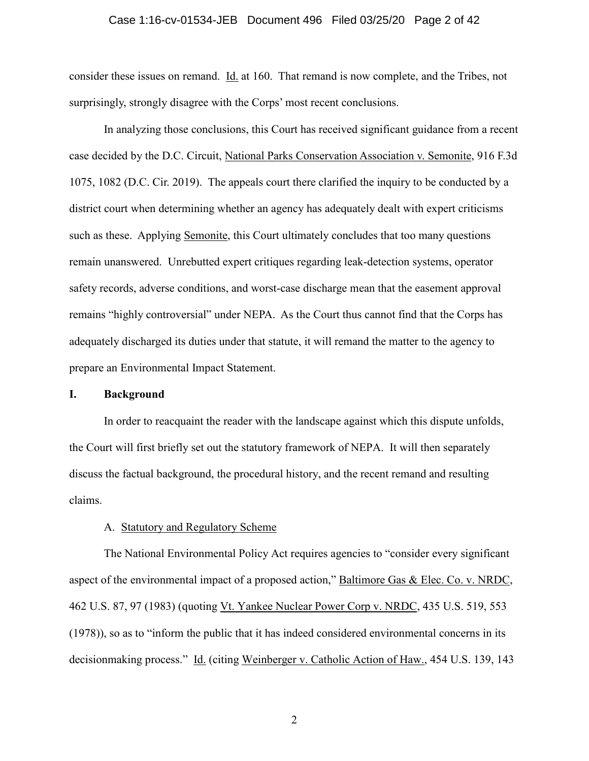consider these issues on remand. Id. at 160. That remand is now complete, and the Tribes, not surprisingly, strongly disagree with the Corps' most recent conclusions.

In analyzing those conclusions, this Court has received significant guidance from a recent case decided by the D.C. Circuit, National Parks Conservation Association v. Semonite, 916 F.3d 1075, 1082 (D.C. Cir. 2019). The appeals court there clarified the inquiry to be conducted by a district court when determining whether an agency has adequately dealt with expert criticisms such as these. Applying Semonite, this Court ultimately concludes that too many questions remain unanswered. Unrebutted expert critiques regarding leak-detection systems, operator safety records, adverse conditions, and worst-case discharge mean that the easement approval remains "highly controversial" under NEPA. As the Court thus cannot find that the Corps has adequately discharged its duties under that statute, it will remand the matter to the agency to prepare an Environmental Impact Statement.

## I. Background

In order to reacquaint the reader with the landscape against which this dispute unfolds, the Court will first briefly set out the statutory framework of NEPA. It will then separately discuss the factual background, the procedural history, and the recent remand and resulting claims.

### A. Statutory and Regulatory Scheme

The National Environmental Policy Act requires agencies to "consider every significant aspect of the environmental impact of a proposed action," Baltimore Gas & Elec. Co. v. NRDC, 462 U.S. 87, 97 (1983) (quoting Vt. Yankee Nuclear Power Corp v. NRDC, 435 U.S. 519, 553 (1978)), so as to "inform the public that it has indeed considered environmental concerns in its decisionmaking process." Id. (citing Weinberger v. Catholic Action of Haw., 454 U.S. 139, 143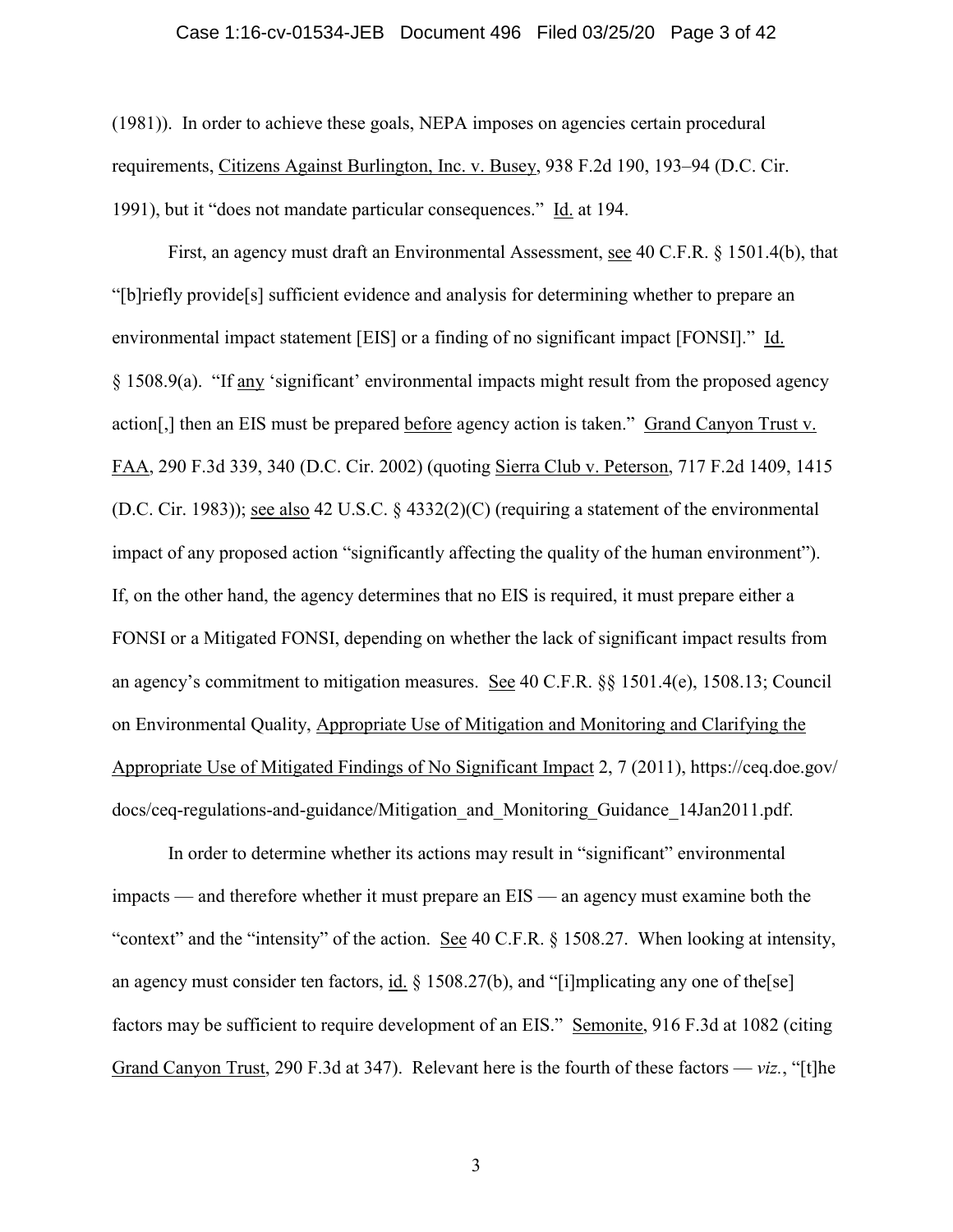(1981)). In order to achieve these goals, NEPA imposes on agencies certain procedural requirements, Citizens Against Burlington, Inc. v. Busey, 938 F.2d 190, 193–94 (D.C. Cir. 1991), but it "does not mandate particular consequences." Id. at 194.

First, an agency must draft an Environmental Assessment, see 40 C.F.R. § 1501.4(b), that "[b]riefly provide[s] sufficient evidence and analysis for determining whether to prepare an environmental impact statement [EIS] or a finding of no significant impact [FONSI]." Id. § 1508.9(a). "If any 'significant' environmental impacts might result from the proposed agency action[,] then an EIS must be prepared before agency action is taken." Grand Canyon Trust v. FAA, 290 F.3d 339, 340 (D.C. Cir. 2002) (quoting Sierra Club v. Peterson, 717 F.2d 1409, 1415 (D.C. Cir. 1983)); see also 42 U.S.C. § 4332(2)(C) (requiring a statement of the environmental impact of any proposed action "significantly affecting the quality of the human environment"). If, on the other hand, the agency determines that no EIS is required, it must prepare either a FONSI or a Mitigated FONSI, depending on whether the lack of significant impact results from an agency's commitment to mitigation measures. See 40 C.F.R. §§ 1501.4(e), 1508.13; Council on Environmental Quality, Appropriate Use of Mitigation and Monitoring and Clarifying the Appropriate Use of Mitigated Findings of No Significant Impact 2, 7 (2011), https://ceq.doe.gov/docs/ceq-regulations-and-guidance/Mitigation_and_Monitoring_Guidance_14Jan2011.pdf.

In order to determine whether its actions may result in "significant" environmental impacts — and therefore whether it must prepare an EIS — an agency must examine both the "context" and the "intensity" of the action. See 40 C.F.R. § 1508.27. When looking at intensity, an agency must consider ten factors, id. § 1508.27(b), and "[i]mplicating any one of the[se] factors may be sufficient to require development of an EIS." Semonite, 916 F.3d at 1082 (citing Grand Canyon Trust, 290 F.3d at 347). Relevant here is the fourth of these factors — *viz.*, "[t]he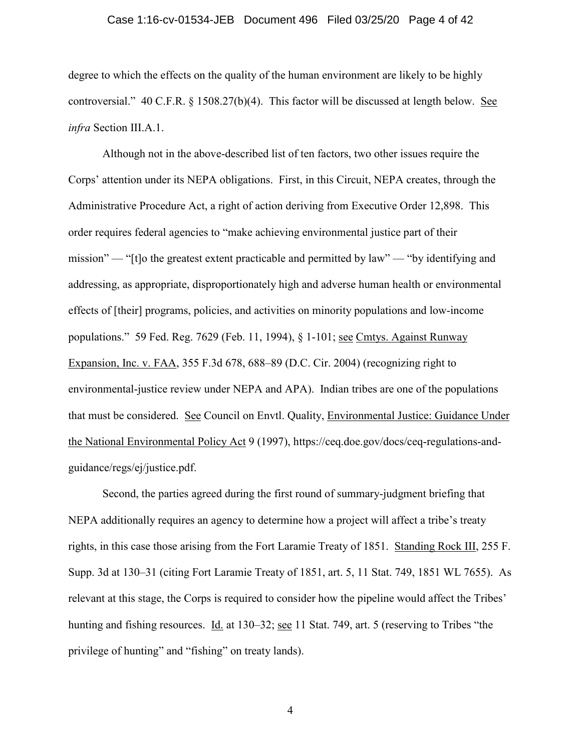degree to which the effects on the quality of the human environment are likely to be highly controversial." 40 C.F.R. § 1508.27(b)(4). This factor will be discussed at length below. See *infra* Section III.A.1.

Although not in the above-described list of ten factors, two other issues require the Corps' attention under its NEPA obligations. First, in this Circuit, NEPA creates, through the Administrative Procedure Act, a right of action deriving from Executive Order 12,898. This order requires federal agencies to "make achieving environmental justice part of their mission" — "[t]o the greatest extent practicable and permitted by law" — "by identifying and addressing, as appropriate, disproportionately high and adverse human health or environmental effects of [their] programs, policies, and activities on minority populations and low-income populations." 59 Fed. Reg. 7629 (Feb. 11, 1994), § 1-101; see Cmtys. Against Runway Expansion, Inc. v. FAA, 355 F.3d 678, 688–89 (D.C. Cir. 2004) (recognizing right to environmental-justice review under NEPA and APA). Indian tribes are one of the populations that must be considered. See Council on Envtl. Quality, Environmental Justice: Guidance Under the National Environmental Policy Act 9 (1997), https://ceq.doe.gov/docs/ceq-regulations-and-guidance/regs/ej/justice.pdf.

Second, the parties agreed during the first round of summary-judgment briefing that NEPA additionally requires an agency to determine how a project will affect a tribe's treaty rights, in this case those arising from the Fort Laramie Treaty of 1851. Standing Rock III, 255 F. Supp. 3d at 130–31 (citing Fort Laramie Treaty of 1851, art. 5, 11 Stat. 749, 1851 WL 7655). As relevant at this stage, the Corps is required to consider how the pipeline would affect the Tribes' hunting and fishing resources. Id. at 130–32; see 11 Stat. 749, art. 5 (reserving to Tribes "the privilege of hunting" and "fishing" on treaty lands).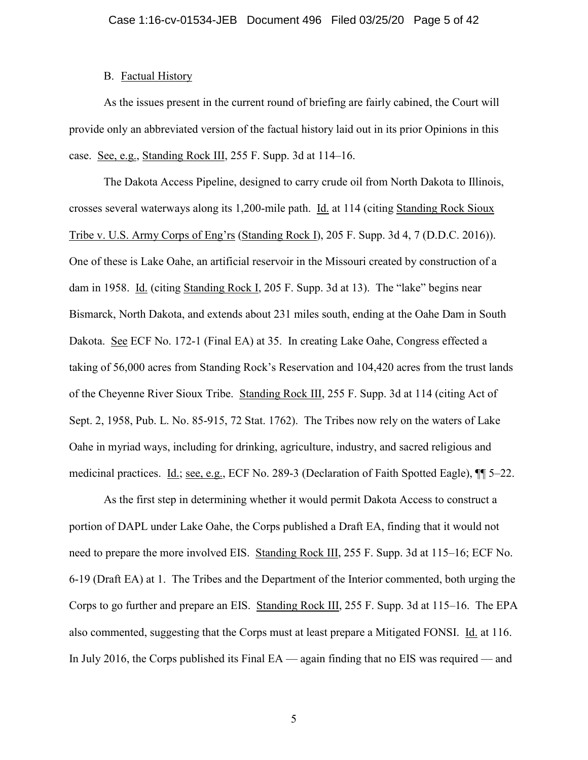### B. Factual History

As the issues present in the current round of briefing are fairly cabined, the Court will provide only an abbreviated version of the factual history laid out in its prior Opinions in this case. See, e.g., Standing Rock III, 255 F. Supp. 3d at 114–16.

The Dakota Access Pipeline, designed to carry crude oil from North Dakota to Illinois, crosses several waterways along its 1,200-mile path. Id. at 114 (citing Standing Rock Sioux Tribe v. U.S. Army Corps of Eng'rs (Standing Rock I), 205 F. Supp. 3d 4, 7 (D.D.C. 2016)). One of these is Lake Oahe, an artificial reservoir in the Missouri created by construction of a dam in 1958. Id. (citing Standing Rock I, 205 F. Supp. 3d at 13). The "lake" begins near Bismarck, North Dakota, and extends about 231 miles south, ending at the Oahe Dam in South Dakota. See ECF No. 172-1 (Final EA) at 35. In creating Lake Oahe, Congress effected a taking of 56,000 acres from Standing Rock's Reservation and 104,420 acres from the trust lands of the Cheyenne River Sioux Tribe. Standing Rock III, 255 F. Supp. 3d at 114 (citing Act of Sept. 2, 1958, Pub. L. No. 85-915, 72 Stat. 1762). The Tribes now rely on the waters of Lake Oahe in myriad ways, including for drinking, agriculture, industry, and sacred religious and medicinal practices. Id.; see, e.g., ECF No. 289-3 (Declaration of Faith Spotted Eagle), ¶¶ 5–22.

As the first step in determining whether it would permit Dakota Access to construct a portion of DAPL under Lake Oahe, the Corps published a Draft EA, finding that it would not need to prepare the more involved EIS. Standing Rock III, 255 F. Supp. 3d at 115–16; ECF No. 6-19 (Draft EA) at 1. The Tribes and the Department of the Interior commented, both urging the Corps to go further and prepare an EIS. Standing Rock III, 255 F. Supp. 3d at 115–16. The EPA also commented, suggesting that the Corps must at least prepare a Mitigated FONSI. Id. at 116. In July 2016, the Corps published its Final EA — again finding that no EIS was required — and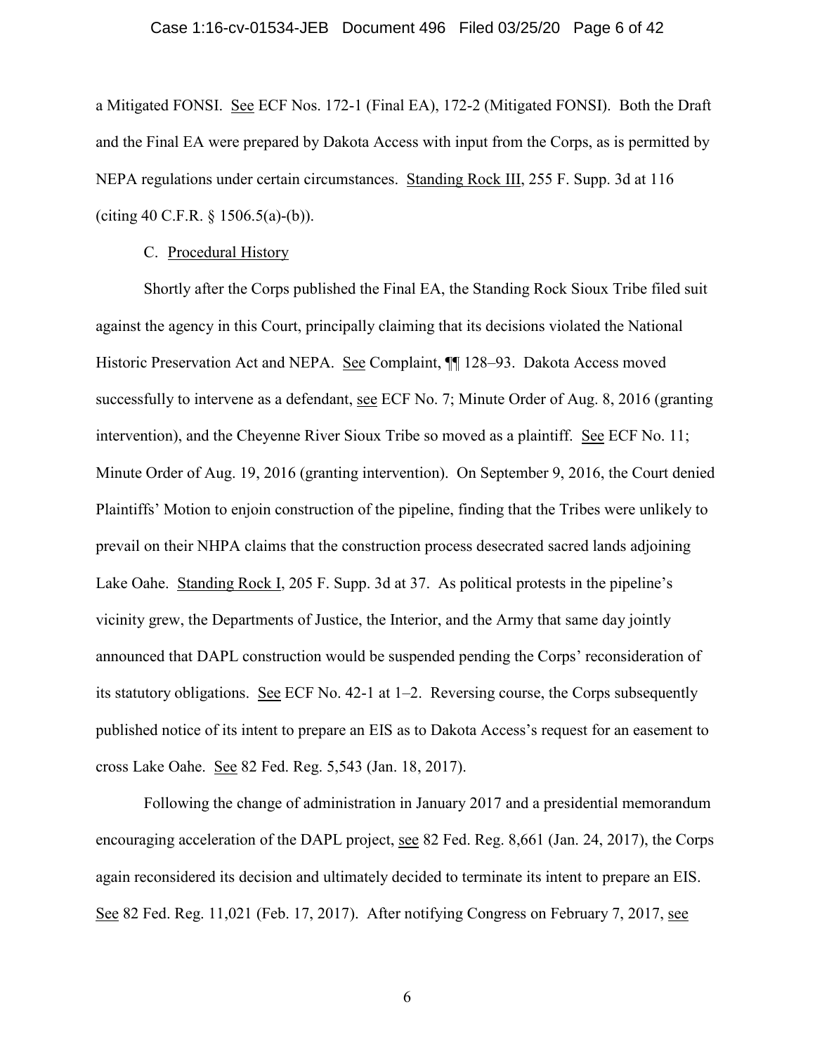a Mitigated FONSI. See ECF Nos. 172-1 (Final EA), 172-2 (Mitigated FONSI). Both the Draft and the Final EA were prepared by Dakota Access with input from the Corps, as is permitted by NEPA regulations under certain circumstances. Standing Rock III, 255 F. Supp. 3d at 116 (citing 40 C.F.R. § 1506.5(a)-(b)).

C. Procedural History

Shortly after the Corps published the Final EA, the Standing Rock Sioux Tribe filed suit against the agency in this Court, principally claiming that its decisions violated the National Historic Preservation Act and NEPA. See Complaint, ¶¶ 128–93. Dakota Access moved successfully to intervene as a defendant, see ECF No. 7; Minute Order of Aug. 8, 2016 (granting intervention), and the Cheyenne River Sioux Tribe so moved as a plaintiff. See ECF No. 11; Minute Order of Aug. 19, 2016 (granting intervention). On September 9, 2016, the Court denied Plaintiffs' Motion to enjoin construction of the pipeline, finding that the Tribes were unlikely to prevail on their NHPA claims that the construction process desecrated sacred lands adjoining Lake Oahe. Standing Rock I, 205 F. Supp. 3d at 37. As political protests in the pipeline's vicinity grew, the Departments of Justice, the Interior, and the Army that same day jointly announced that DAPL construction would be suspended pending the Corps' reconsideration of its statutory obligations. See ECF No. 42-1 at 1–2. Reversing course, the Corps subsequently published notice of its intent to prepare an EIS as to Dakota Access's request for an easement to cross Lake Oahe. See 82 Fed. Reg. 5,543 (Jan. 18, 2017).

Following the change of administration in January 2017 and a presidential memorandum encouraging acceleration of the DAPL project, see 82 Fed. Reg. 8,661 (Jan. 24, 2017), the Corps again reconsidered its decision and ultimately decided to terminate its intent to prepare an EIS. See 82 Fed. Reg. 11,021 (Feb. 17, 2017). After notifying Congress on February 7, 2017, see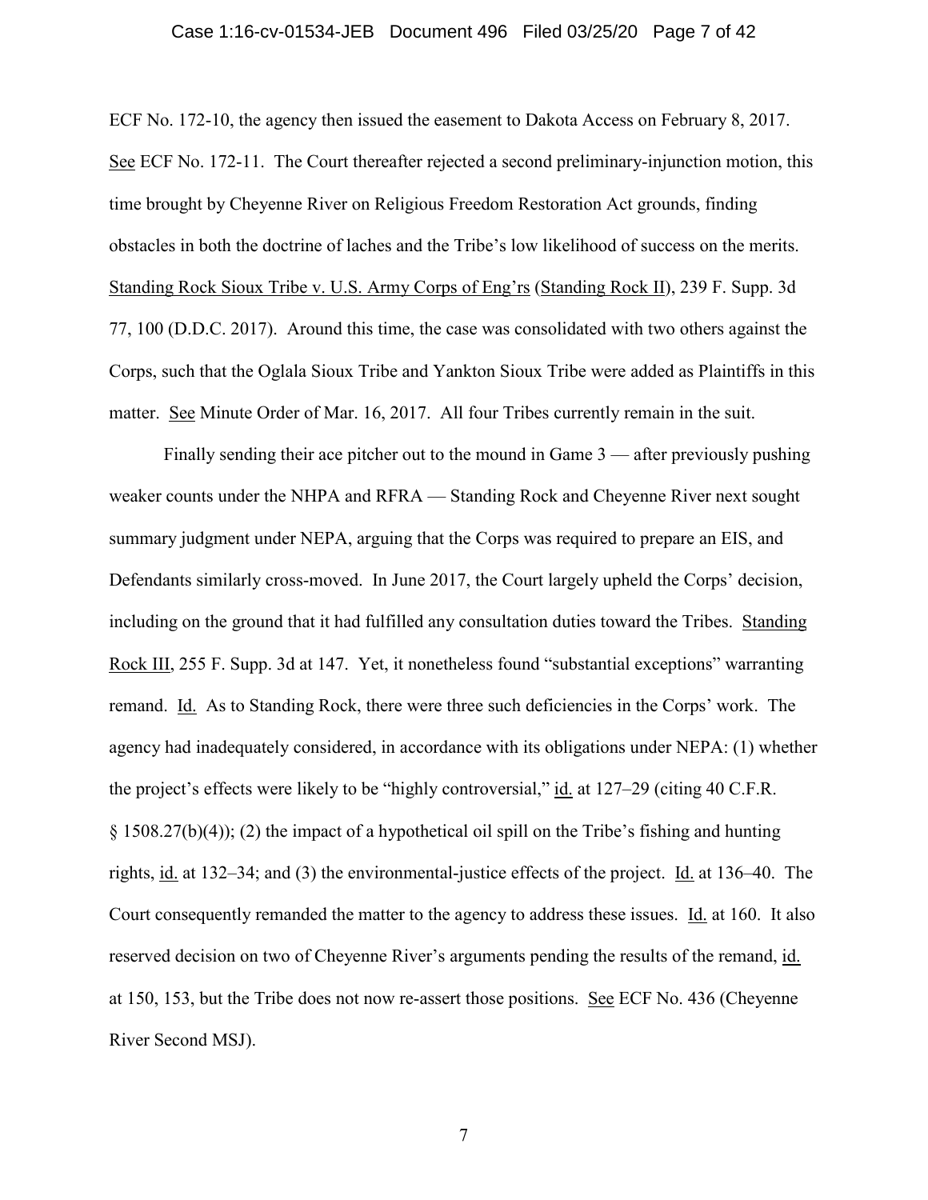ECF No. 172-10, the agency then issued the easement to Dakota Access on February 8, 2017. See ECF No. 172-11. The Court thereafter rejected a second preliminary-injunction motion, this time brought by Cheyenne River on Religious Freedom Restoration Act grounds, finding obstacles in both the doctrine of laches and the Tribe's low likelihood of success on the merits. Standing Rock Sioux Tribe v. U.S. Army Corps of Eng'rs (Standing Rock II), 239 F. Supp. 3d 77, 100 (D.D.C. 2017). Around this time, the case was consolidated with two others against the Corps, such that the Oglala Sioux Tribe and Yankton Sioux Tribe were added as Plaintiffs in this matter. See Minute Order of Mar. 16, 2017. All four Tribes currently remain in the suit.

Finally sending their ace pitcher out to the mound in Game 3 — after previously pushing weaker counts under the NHPA and RFRA — Standing Rock and Cheyenne River next sought summary judgment under NEPA, arguing that the Corps was required to prepare an EIS, and Defendants similarly cross-moved. In June 2017, the Court largely upheld the Corps' decision, including on the ground that it had fulfilled any consultation duties toward the Tribes. Standing Rock III, 255 F. Supp. 3d at 147. Yet, it nonetheless found "substantial exceptions" warranting remand. Id. As to Standing Rock, there were three such deficiencies in the Corps' work. The agency had inadequately considered, in accordance with its obligations under NEPA: (1) whether the project's effects were likely to be "highly controversial," id. at 127–29 (citing 40 C.F.R. § 1508.27(b)(4)); (2) the impact of a hypothetical oil spill on the Tribe's fishing and hunting rights, id. at 132–34; and (3) the environmental-justice effects of the project. Id. at 136–40. The Court consequently remanded the matter to the agency to address these issues. Id. at 160. It also reserved decision on two of Cheyenne River's arguments pending the results of the remand, id. at 150, 153, but the Tribe does not now re-assert those positions. See ECF No. 436 (Cheyenne River Second MSJ).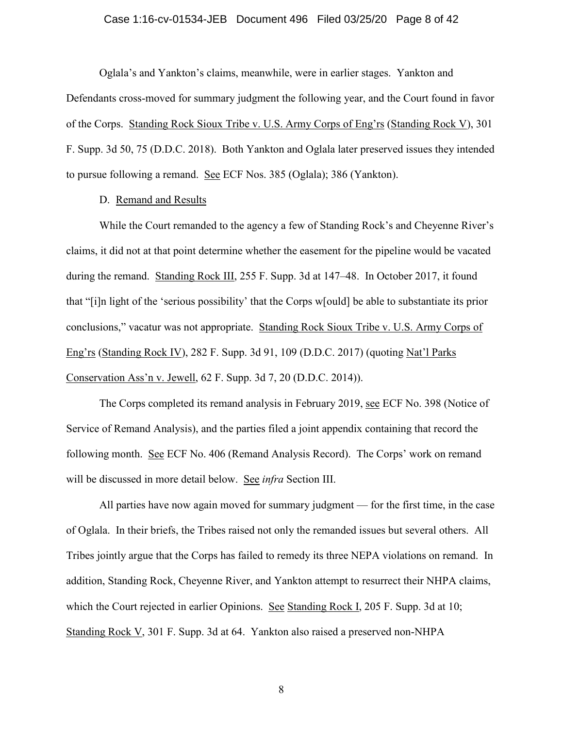Oglala's and Yankton's claims, meanwhile, were in earlier stages. Yankton and Defendants cross-moved for summary judgment the following year, and the Court found in favor of the Corps. Standing Rock Sioux Tribe v. U.S. Army Corps of Eng'rs (Standing Rock V), 301 F. Supp. 3d 50, 75 (D.D.C. 2018). Both Yankton and Oglala later preserved issues they intended to pursue following a remand. See ECF Nos. 385 (Oglala); 386 (Yankton).

D. Remand and Results

While the Court remanded to the agency a few of Standing Rock's and Cheyenne River's claims, it did not at that point determine whether the easement for the pipeline would be vacated during the remand. Standing Rock III, 255 F. Supp. 3d at 147–48. In October 2017, it found that "[i]n light of the 'serious possibility' that the Corps w[ould] be able to substantiate its prior conclusions," vacatur was not appropriate. Standing Rock Sioux Tribe v. U.S. Army Corps of Eng'rs (Standing Rock IV), 282 F. Supp. 3d 91, 109 (D.D.C. 2017) (quoting Nat'l Parks Conservation Ass'n v. Jewell, 62 F. Supp. 3d 7, 20 (D.D.C. 2014)).

The Corps completed its remand analysis in February 2019, see ECF No. 398 (Notice of Service of Remand Analysis), and the parties filed a joint appendix containing that record the following month. See ECF No. 406 (Remand Analysis Record). The Corps' work on remand will be discussed in more detail below. See *infra* Section III.

All parties have now again moved for summary judgment — for the first time, in the case of Oglala. In their briefs, the Tribes raised not only the remanded issues but several others. All Tribes jointly argue that the Corps has failed to remedy its three NEPA violations on remand. In addition, Standing Rock, Cheyenne River, and Yankton attempt to resurrect their NHPA claims, which the Court rejected in earlier Opinions. See Standing Rock I, 205 F. Supp. 3d at 10; Standing Rock V, 301 F. Supp. 3d at 64. Yankton also raised a preserved non-NHPA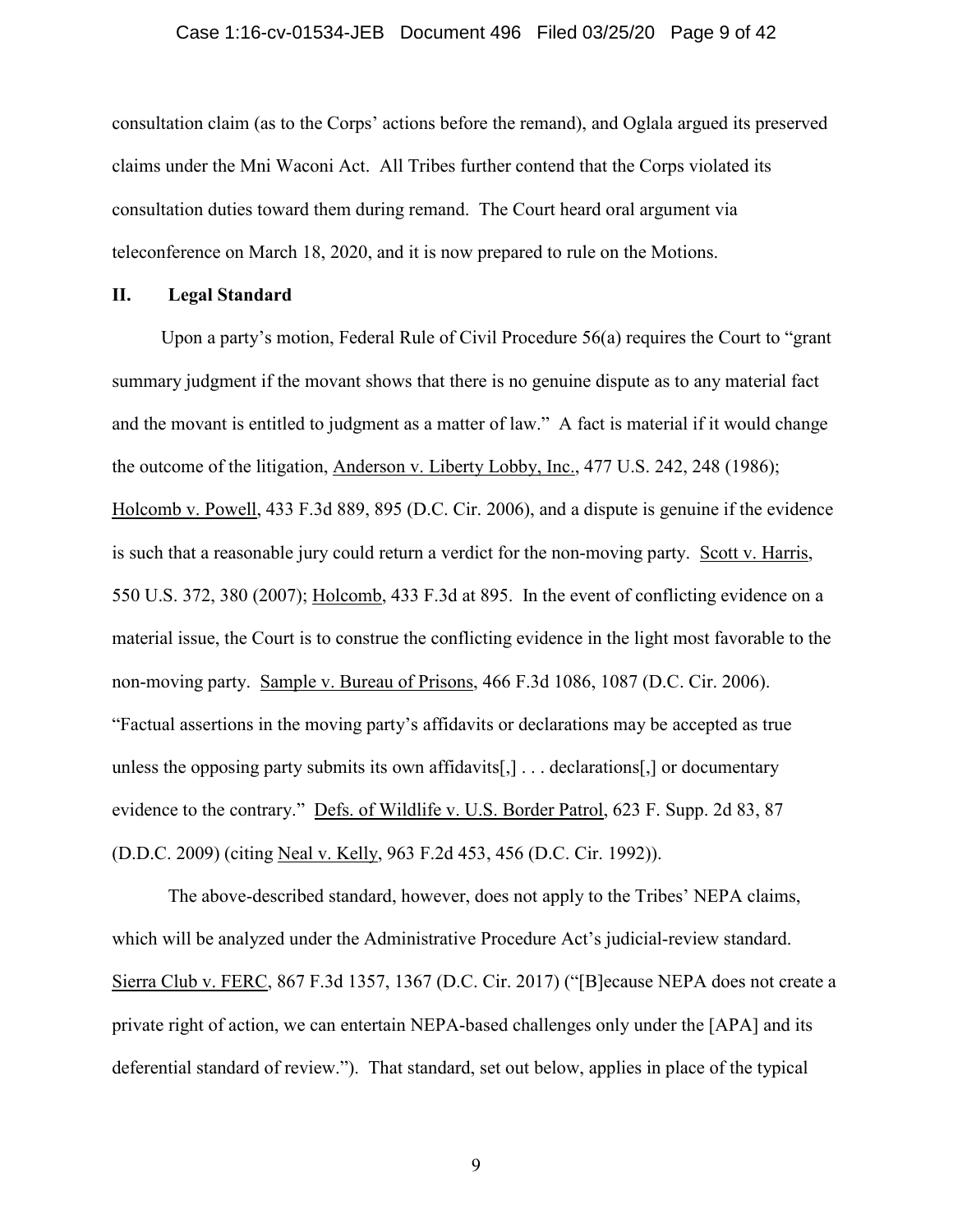consultation claim (as to the Corps' actions before the remand), and Oglala argued its preserved claims under the Mni Waconi Act. All Tribes further contend that the Corps violated its consultation duties toward them during remand. The Court heard oral argument via teleconference on March 18, 2020, and it is now prepared to rule on the Motions.

## II. Legal Standard

Upon a party's motion, Federal Rule of Civil Procedure 56(a) requires the Court to "grant summary judgment if the movant shows that there is no genuine dispute as to any material fact and the movant is entitled to judgment as a matter of law." A fact is material if it would change the outcome of the litigation, Anderson v. Liberty Lobby, Inc., 477 U.S. 242, 248 (1986); Holcomb v. Powell, 433 F.3d 889, 895 (D.C. Cir. 2006), and a dispute is genuine if the evidence is such that a reasonable jury could return a verdict for the non-moving party. Scott v. Harris, 550 U.S. 372, 380 (2007); Holcomb, 433 F.3d at 895. In the event of conflicting evidence on a material issue, the Court is to construe the conflicting evidence in the light most favorable to the non-moving party. Sample v. Bureau of Prisons, 466 F.3d 1086, 1087 (D.C. Cir. 2006). "Factual assertions in the moving party's affidavits or declarations may be accepted as true unless the opposing party submits its own affidavits[,] . . . declarations[,] or documentary evidence to the contrary." Defs. of Wildlife v. U.S. Border Patrol, 623 F. Supp. 2d 83, 87 (D.D.C. 2009) (citing Neal v. Kelly, 963 F.2d 453, 456 (D.C. Cir. 1992)).

The above-described standard, however, does not apply to the Tribes' NEPA claims, which will be analyzed under the Administrative Procedure Act's judicial-review standard. Sierra Club v. FERC, 867 F.3d 1357, 1367 (D.C. Cir. 2017) ("[B]ecause NEPA does not create a private right of action, we can entertain NEPA-based challenges only under the [APA] and its deferential standard of review."). That standard, set out below, applies in place of the typical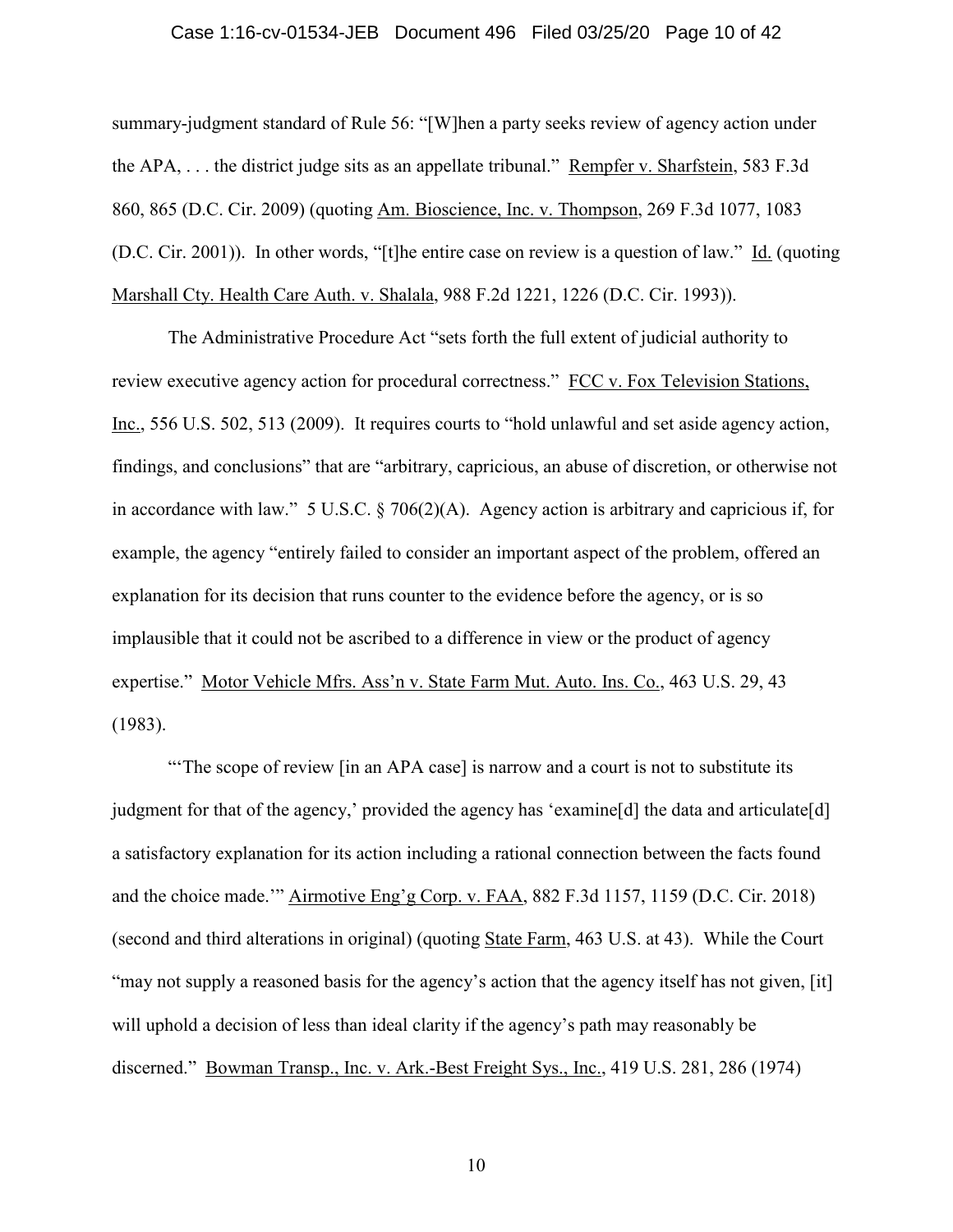summary-judgment standard of Rule 56: "[W]hen a party seeks review of agency action under the APA, . . . the district judge sits as an appellate tribunal." Rempfer v. Sharfstein, 583 F.3d 860, 865 (D.C. Cir. 2009) (quoting Am. Bioscience, Inc. v. Thompson, 269 F.3d 1077, 1083 (D.C. Cir. 2001)). In other words, "[t]he entire case on review is a question of law." Id. (quoting Marshall Cty. Health Care Auth. v. Shalala, 988 F.2d 1221, 1226 (D.C. Cir. 1993)).

The Administrative Procedure Act "sets forth the full extent of judicial authority to review executive agency action for procedural correctness." FCC v. Fox Television Stations, Inc., 556 U.S. 502, 513 (2009). It requires courts to "hold unlawful and set aside agency action, findings, and conclusions" that are "arbitrary, capricious, an abuse of discretion, or otherwise not in accordance with law." 5 U.S.C. § 706(2)(A). Agency action is arbitrary and capricious if, for example, the agency "entirely failed to consider an important aspect of the problem, offered an explanation for its decision that runs counter to the evidence before the agency, or is so implausible that it could not be ascribed to a difference in view or the product of agency expertise." Motor Vehicle Mfrs. Ass'n v. State Farm Mut. Auto. Ins. Co., 463 U.S. 29, 43 (1983).

"'The scope of review [in an APA case] is narrow and a court is not to substitute its judgment for that of the agency,' provided the agency has 'examine[d] the data and articulate[d] a satisfactory explanation for its action including a rational connection between the facts found and the choice made.'" Airmotive Eng'g Corp. v. FAA, 882 F.3d 1157, 1159 (D.C. Cir. 2018) (second and third alterations in original) (quoting State Farm, 463 U.S. at 43). While the Court "may not supply a reasoned basis for the agency's action that the agency itself has not given, [it] will uphold a decision of less than ideal clarity if the agency's path may reasonably be discerned." Bowman Transp., Inc. v. Ark.-Best Freight Sys., Inc., 419 U.S. 281, 286 (1974)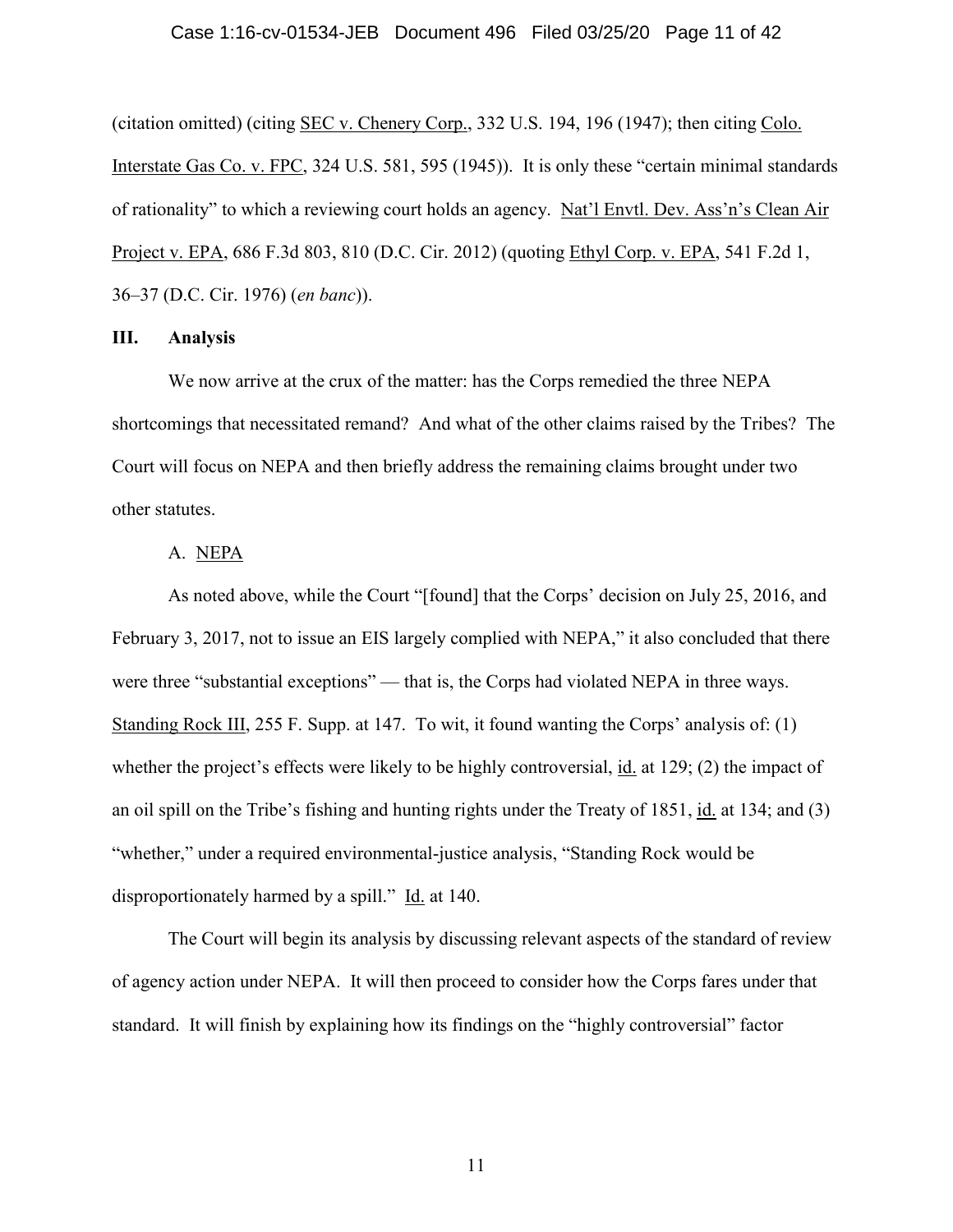(citation omitted) (citing SEC v. Chenery Corp., 332 U.S. 194, 196 (1947); then citing Colo. Interstate Gas Co. v. FPC, 324 U.S. 581, 595 (1945)). It is only these "certain minimal standards of rationality" to which a reviewing court holds an agency. Nat'l Envtl. Dev. Ass'n's Clean Air Project v. EPA, 686 F.3d 803, 810 (D.C. Cir. 2012) (quoting Ethyl Corp. v. EPA, 541 F.2d 1, 36–37 (D.C. Cir. 1976) (*en banc*)).

## III. Analysis

We now arrive at the crux of the matter: has the Corps remedied the three NEPA shortcomings that necessitated remand? And what of the other claims raised by the Tribes? The Court will focus on NEPA and then briefly address the remaining claims brought under two other statutes.

### A. NEPA

As noted above, while the Court "[found] that the Corps' decision on July 25, 2016, and February 3, 2017, not to issue an EIS largely complied with NEPA," it also concluded that there were three "substantial exceptions" — that is, the Corps had violated NEPA in three ways. Standing Rock III, 255 F. Supp. at 147. To wit, it found wanting the Corps' analysis of: (1) whether the project's effects were likely to be highly controversial, id. at 129; (2) the impact of an oil spill on the Tribe's fishing and hunting rights under the Treaty of 1851, id. at 134; and (3) "whether," under a required environmental-justice analysis, "Standing Rock would be disproportionately harmed by a spill." Id. at 140.

The Court will begin its analysis by discussing relevant aspects of the standard of review of agency action under NEPA. It will then proceed to consider how the Corps fares under that standard. It will finish by explaining how its findings on the "highly controversial" factor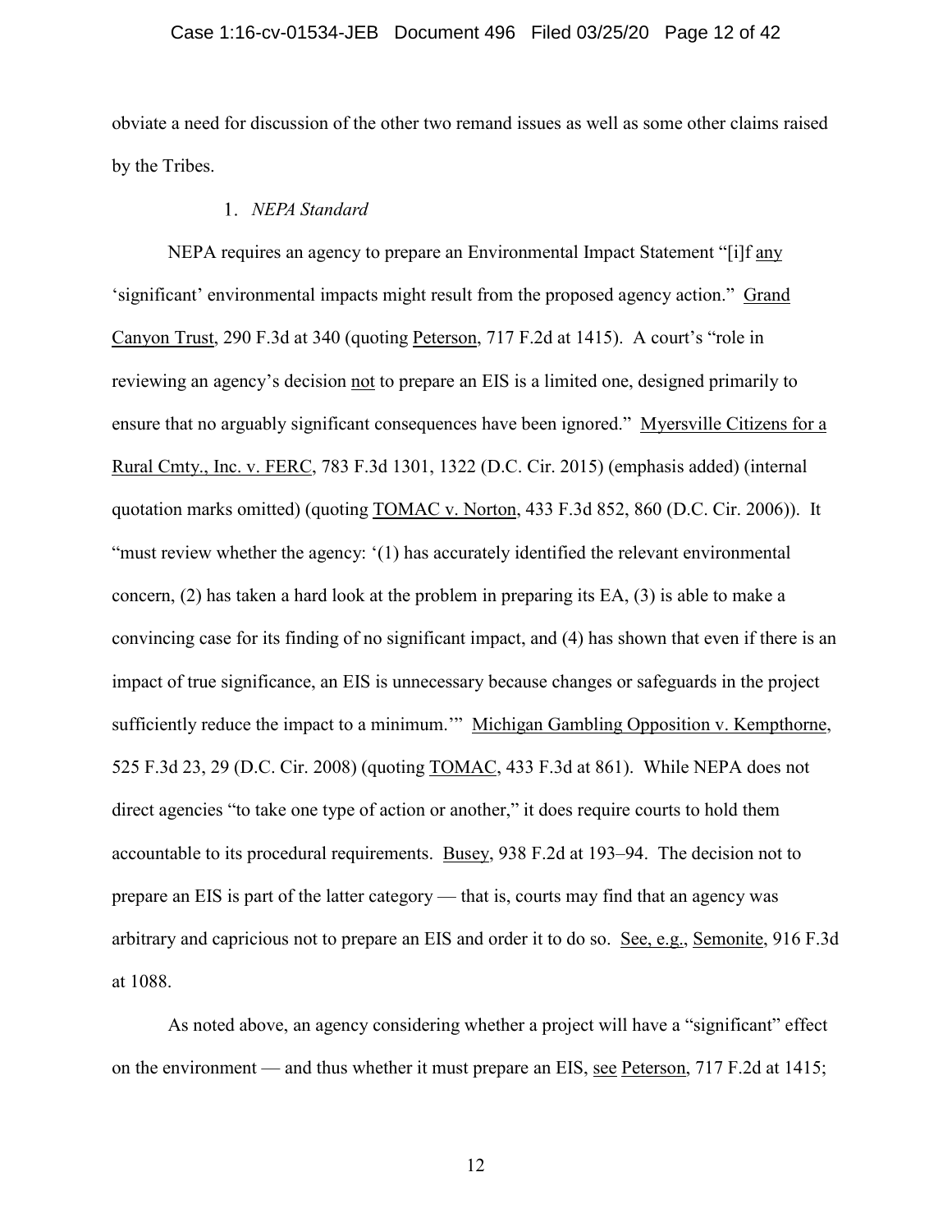obviate a need for discussion of the other two remand issues as well as some other claims raised by the Tribes.

### 1. *NEPA Standard*

NEPA requires an agency to prepare an Environmental Impact Statement "[i]f any 'significant' environmental impacts might result from the proposed agency action." Grand Canyon Trust, 290 F.3d at 340 (quoting Peterson, 717 F.2d at 1415). A court's "role in reviewing an agency's decision not to prepare an EIS is a limited one, designed primarily to ensure that no arguably significant consequences have been ignored." Myersville Citizens for a Rural Cmty., Inc. v. FERC, 783 F.3d 1301, 1322 (D.C. Cir. 2015) (emphasis added) (internal quotation marks omitted) (quoting TOMAC v. Norton, 433 F.3d 852, 860 (D.C. Cir. 2006)). It "must review whether the agency: '(1) has accurately identified the relevant environmental concern, (2) has taken a hard look at the problem in preparing its EA, (3) is able to make a convincing case for its finding of no significant impact, and (4) has shown that even if there is an impact of true significance, an EIS is unnecessary because changes or safeguards in the project sufficiently reduce the impact to a minimum.'" Michigan Gambling Opposition v. Kempthorne, 525 F.3d 23, 29 (D.C. Cir. 2008) (quoting TOMAC, 433 F.3d at 861). While NEPA does not direct agencies "to take one type of action or another," it does require courts to hold them accountable to its procedural requirements. Busey, 938 F.2d at 193–94. The decision not to prepare an EIS is part of the latter category — that is, courts may find that an agency was arbitrary and capricious not to prepare an EIS and order it to do so. See, e.g., Semonite, 916 F.3d at 1088.

As noted above, an agency considering whether a project will have a "significant" effect on the environment — and thus whether it must prepare an EIS, see Peterson, 717 F.2d at 1415;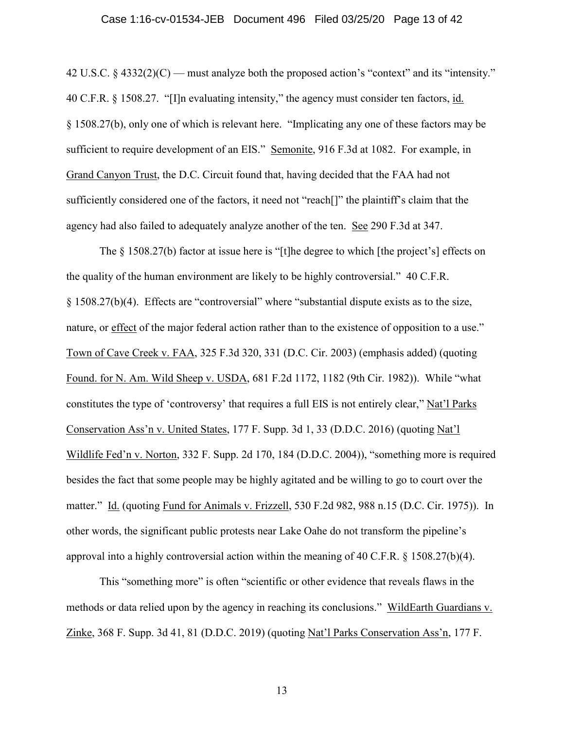42 U.S.C. § 4332(2)(C) — must analyze both the proposed action's "context" and its "intensity." 40 C.F.R. § 1508.27. "[I]n evaluating intensity," the agency must consider ten factors, id. § 1508.27(b), only one of which is relevant here. "Implicating any one of these factors may be sufficient to require development of an EIS." Semonite, 916 F.3d at 1082. For example, in Grand Canyon Trust, the D.C. Circuit found that, having decided that the FAA had not sufficiently considered one of the factors, it need not "reach[]" the plaintiff's claim that the agency had also failed to adequately analyze another of the ten. See 290 F.3d at 347.

The § 1508.27(b) factor at issue here is "[t]he degree to which [the project's] effects on the quality of the human environment are likely to be highly controversial." 40 C.F.R. § 1508.27(b)(4). Effects are "controversial" where "substantial dispute exists as to the size, nature, or effect of the major federal action rather than to the existence of opposition to a use." Town of Cave Creek v. FAA, 325 F.3d 320, 331 (D.C. Cir. 2003) (emphasis added) (quoting Found. for N. Am. Wild Sheep v. USDA, 681 F.2d 1172, 1182 (9th Cir. 1982)). While "what constitutes the type of 'controversy' that requires a full EIS is not entirely clear," Nat'l Parks Conservation Ass'n v. United States, 177 F. Supp. 3d 1, 33 (D.D.C. 2016) (quoting Nat'l Wildlife Fed'n v. Norton, 332 F. Supp. 2d 170, 184 (D.D.C. 2004)), "something more is required besides the fact that some people may be highly agitated and be willing to go to court over the matter." Id. (quoting Fund for Animals v. Frizzell, 530 F.2d 982, 988 n.15 (D.C. Cir. 1975)). In other words, the significant public protests near Lake Oahe do not transform the pipeline's approval into a highly controversial action within the meaning of 40 C.F.R. § 1508.27(b)(4).

This "something more" is often "scientific or other evidence that reveals flaws in the methods or data relied upon by the agency in reaching its conclusions." WildEarth Guardians v. Zinke, 368 F. Supp. 3d 41, 81 (D.D.C. 2019) (quoting Nat'l Parks Conservation Ass'n, 177 F.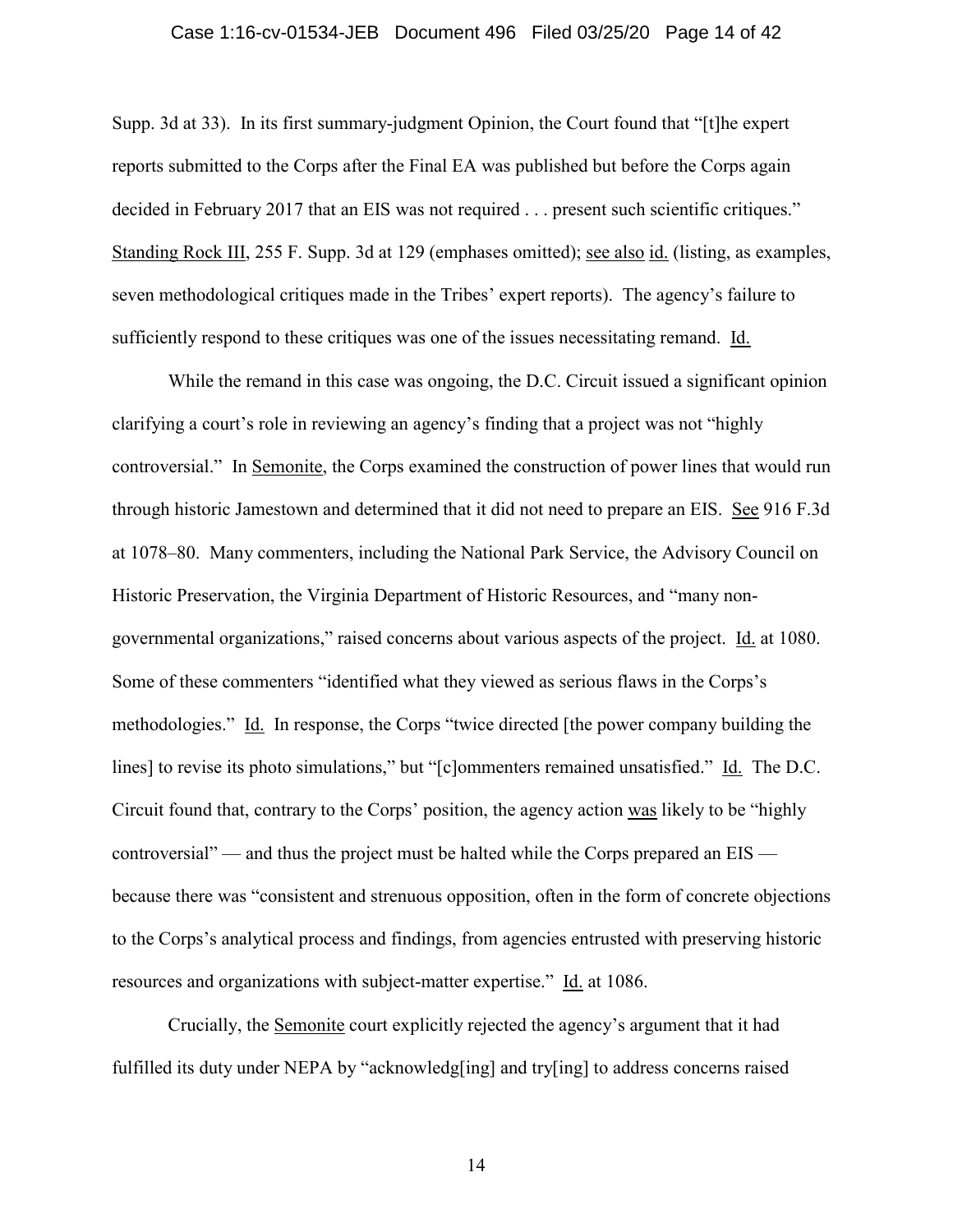Supp. 3d at 33). In its first summary-judgment Opinion, the Court found that "[t]he expert reports submitted to the Corps after the Final EA was published but before the Corps again decided in February 2017 that an EIS was not required . . . present such scientific critiques." Standing Rock III, 255 F. Supp. 3d at 129 (emphases omitted); see also id. (listing, as examples, seven methodological critiques made in the Tribes' expert reports). The agency's failure to sufficiently respond to these critiques was one of the issues necessitating remand. Id.

While the remand in this case was ongoing, the D.C. Circuit issued a significant opinion clarifying a court's role in reviewing an agency's finding that a project was not "highly controversial." In Semonite, the Corps examined the construction of power lines that would run through historic Jamestown and determined that it did not need to prepare an EIS. See 916 F.3d at 1078–80. Many commenters, including the National Park Service, the Advisory Council on Historic Preservation, the Virginia Department of Historic Resources, and "many non-governmental organizations," raised concerns about various aspects of the project. Id. at 1080. Some of these commenters "identified what they viewed as serious flaws in the Corps's methodologies." Id. In response, the Corps "twice directed [the power company building the lines] to revise its photo simulations," but "[c]ommenters remained unsatisfied." Id. The D.C. Circuit found that, contrary to the Corps' position, the agency action was likely to be "highly controversial" — and thus the project must be halted while the Corps prepared an EIS — because there was "consistent and strenuous opposition, often in the form of concrete objections to the Corps's analytical process and findings, from agencies entrusted with preserving historic resources and organizations with subject-matter expertise." Id. at 1086.

Crucially, the Semonite court explicitly rejected the agency's argument that it had fulfilled its duty under NEPA by "acknowledg[ing] and try[ing] to address concerns raised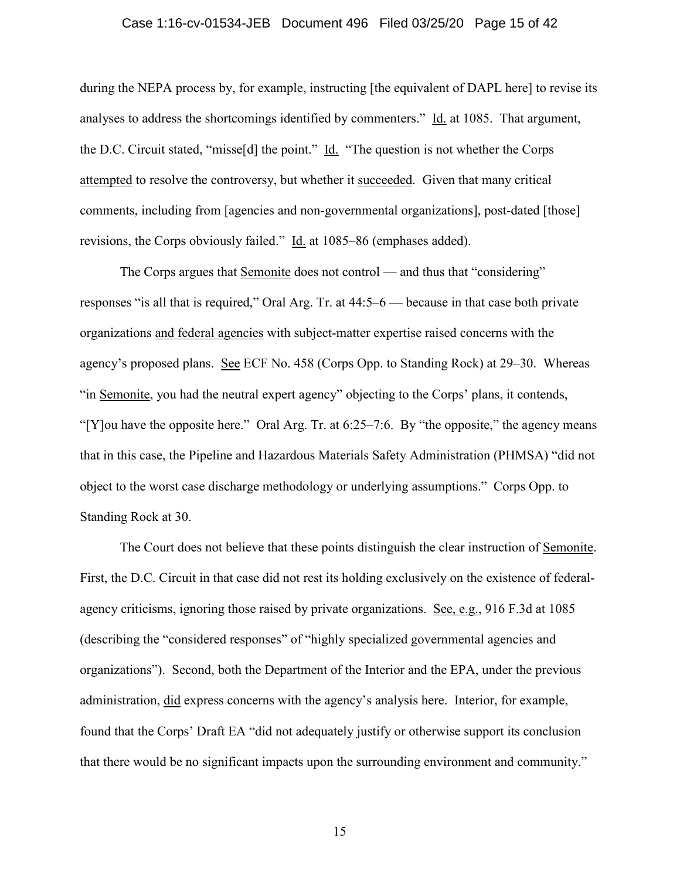during the NEPA process by, for example, instructing [the equivalent of DAPL here] to revise its analyses to address the shortcomings identified by commenters." Id. at 1085. That argument, the D.C. Circuit stated, "misse[d] the point." Id. "The question is not whether the Corps attempted to resolve the controversy, but whether it succeeded. Given that many critical comments, including from [agencies and non-governmental organizations], post-dated [those] revisions, the Corps obviously failed." Id. at 1085–86 (emphases added).

The Corps argues that Semonite does not control — and thus that "considering" responses "is all that is required," Oral Arg. Tr. at 44:5–6 — because in that case both private organizations and federal agencies with subject-matter expertise raised concerns with the agency's proposed plans. See ECF No. 458 (Corps Opp. to Standing Rock) at 29–30. Whereas "in Semonite, you had the neutral expert agency" objecting to the Corps' plans, it contends, "[Y]ou have the opposite here." Oral Arg. Tr. at 6:25–7:6. By "the opposite," the agency means that in this case, the Pipeline and Hazardous Materials Safety Administration (PHMSA) "did not object to the worst case discharge methodology or underlying assumptions." Corps Opp. to Standing Rock at 30.

The Court does not believe that these points distinguish the clear instruction of Semonite. First, the D.C. Circuit in that case did not rest its holding exclusively on the existence of federal-agency criticisms, ignoring those raised by private organizations. See, e.g., 916 F.3d at 1085 (describing the "considered responses" of "highly specialized governmental agencies and organizations"). Second, both the Department of the Interior and the EPA, under the previous administration, did express concerns with the agency's analysis here. Interior, for example, found that the Corps' Draft EA "did not adequately justify or otherwise support its conclusion that there would be no significant impacts upon the surrounding environment and community."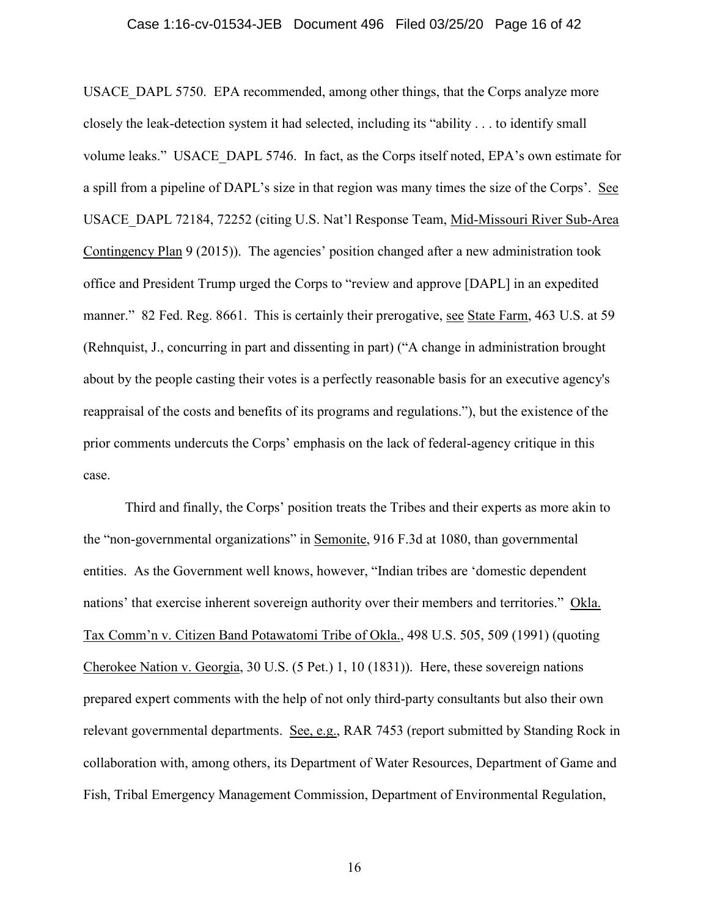USACE_DAPL 5750. EPA recommended, among other things, that the Corps analyze more closely the leak-detection system it had selected, including its "ability . . . to identify small volume leaks." USACE_DAPL 5746. In fact, as the Corps itself noted, EPA's own estimate for a spill from a pipeline of DAPL's size in that region was many times the size of the Corps'. See USACE_DAPL 72184, 72252 (citing U.S. Nat'l Response Team, Mid-Missouri River Sub-Area Contingency Plan 9 (2015)). The agencies' position changed after a new administration took office and President Trump urged the Corps to "review and approve [DAPL] in an expedited manner." 82 Fed. Reg. 8661. This is certainly their prerogative, see State Farm, 463 U.S. at 59 (Rehnquist, J., concurring in part and dissenting in part) ("A change in administration brought about by the people casting their votes is a perfectly reasonable basis for an executive agency's reappraisal of the costs and benefits of its programs and regulations."), but the existence of the prior comments undercuts the Corps' emphasis on the lack of federal-agency critique in this case.

Third and finally, the Corps' position treats the Tribes and their experts as more akin to the "non-governmental organizations" in Semonite, 916 F.3d at 1080, than governmental entities. As the Government well knows, however, "Indian tribes are 'domestic dependent nations' that exercise inherent sovereign authority over their members and territories." Okla. Tax Comm'n v. Citizen Band Potawatomi Tribe of Okla., 498 U.S. 505, 509 (1991) (quoting Cherokee Nation v. Georgia, 30 U.S. (5 Pet.) 1, 10 (1831)). Here, these sovereign nations prepared expert comments with the help of not only third-party consultants but also their own relevant governmental departments. See, e.g., RAR 7453 (report submitted by Standing Rock in collaboration with, among others, its Department of Water Resources, Department of Game and Fish, Tribal Emergency Management Commission, Department of Environmental Regulation,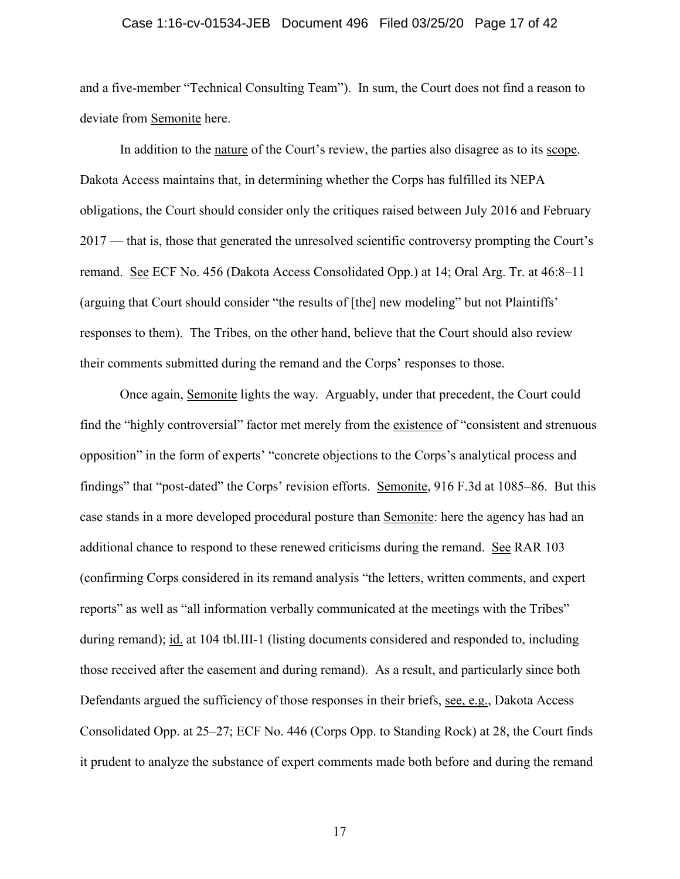and a five-member "Technical Consulting Team"). In sum, the Court does not find a reason to deviate from Semonite here.

In addition to the nature of the Court's review, the parties also disagree as to its scope. Dakota Access maintains that, in determining whether the Corps has fulfilled its NEPA obligations, the Court should consider only the critiques raised between July 2016 and February 2017 — that is, those that generated the unresolved scientific controversy prompting the Court's remand. See ECF No. 456 (Dakota Access Consolidated Opp.) at 14; Oral Arg. Tr. at 46:8–11 (arguing that Court should consider "the results of [the] new modeling" but not Plaintiffs' responses to them). The Tribes, on the other hand, believe that the Court should also review their comments submitted during the remand and the Corps' responses to those.

Once again, Semonite lights the way. Arguably, under that precedent, the Court could find the "highly controversial" factor met merely from the existence of "consistent and strenuous opposition" in the form of experts' "concrete objections to the Corps's analytical process and findings" that "post-dated" the Corps' revision efforts. Semonite, 916 F.3d at 1085–86. But this case stands in a more developed procedural posture than Semonite: here the agency has had an additional chance to respond to these renewed criticisms during the remand. See RAR 103 (confirming Corps considered in its remand analysis "the letters, written comments, and expert reports" as well as "all information verbally communicated at the meetings with the Tribes" during remand); id. at 104 tbl.III-1 (listing documents considered and responded to, including those received after the easement and during remand). As a result, and particularly since both Defendants argued the sufficiency of those responses in their briefs, see, e.g., Dakota Access Consolidated Opp. at 25–27; ECF No. 446 (Corps Opp. to Standing Rock) at 28, the Court finds it prudent to analyze the substance of expert comments made both before and during the remand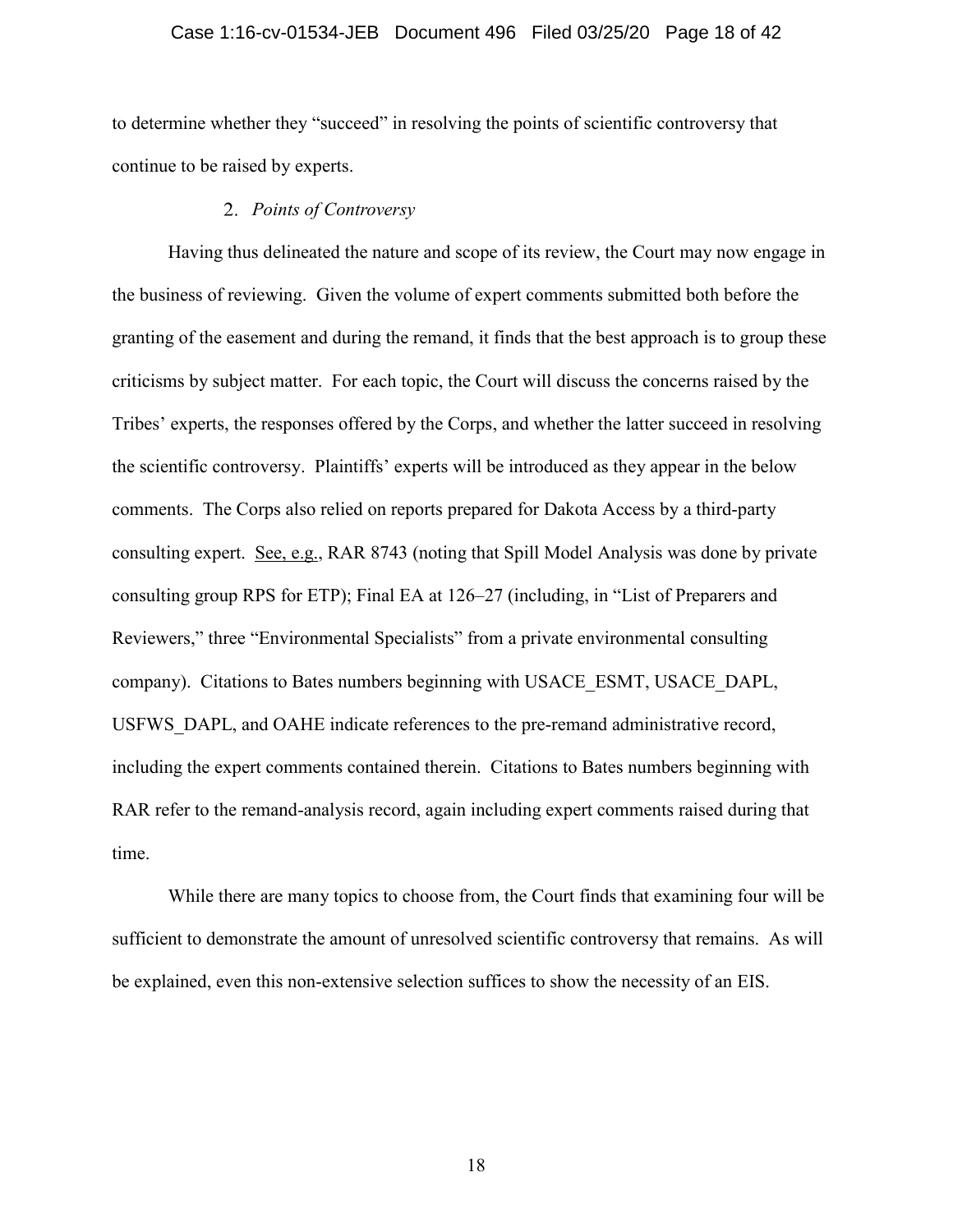to determine whether they "succeed" in resolving the points of scientific controversy that continue to be raised by experts.

### 2. *Points of Controversy*

Having thus delineated the nature and scope of its review, the Court may now engage in the business of reviewing. Given the volume of expert comments submitted both before the granting of the easement and during the remand, it finds that the best approach is to group these criticisms by subject matter. For each topic, the Court will discuss the concerns raised by the Tribes' experts, the responses offered by the Corps, and whether the latter succeed in resolving the scientific controversy. Plaintiffs' experts will be introduced as they appear in the below comments. The Corps also relied on reports prepared for Dakota Access by a third-party consulting expert. See, e.g., RAR 8743 (noting that Spill Model Analysis was done by private consulting group RPS for ETP); Final EA at 126–27 (including, in "List of Preparers and Reviewers," three "Environmental Specialists" from a private environmental consulting company). Citations to Bates numbers beginning with USACE_ESMT, USACE_DAPL, USFWS_DAPL, and OAHE indicate references to the pre-remand administrative record, including the expert comments contained therein. Citations to Bates numbers beginning with RAR refer to the remand-analysis record, again including expert comments raised during that time.

While there are many topics to choose from, the Court finds that examining four will be sufficient to demonstrate the amount of unresolved scientific controversy that remains. As will be explained, even this non-extensive selection suffices to show the necessity of an EIS.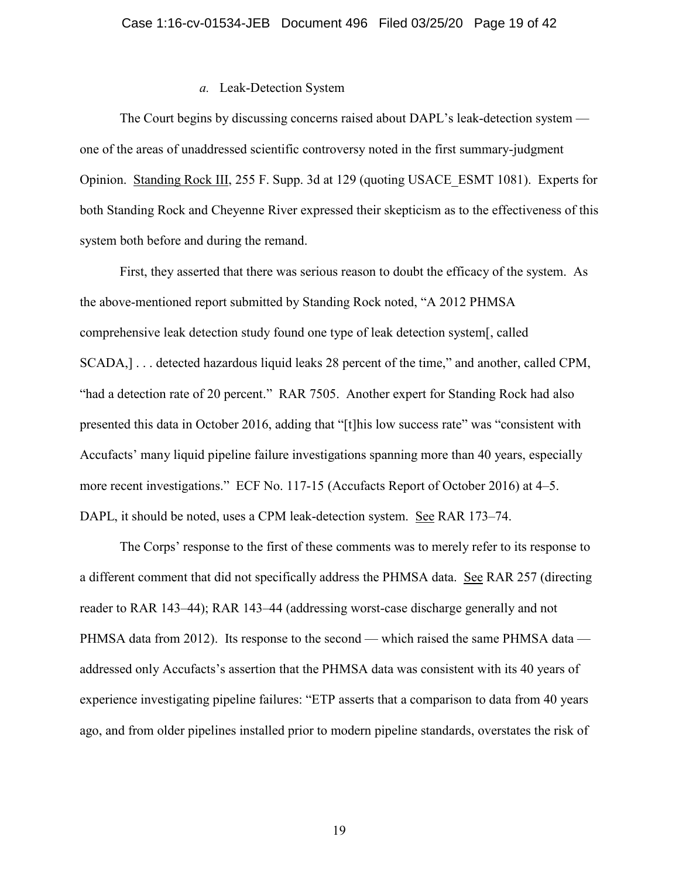*a.* Leak-Detection System

The Court begins by discussing concerns raised about DAPL's leak-detection system — one of the areas of unaddressed scientific controversy noted in the first summary-judgment Opinion. Standing Rock III, 255 F. Supp. 3d at 129 (quoting USACE_ESMT 1081). Experts for both Standing Rock and Cheyenne River expressed their skepticism as to the effectiveness of this system both before and during the remand.

First, they asserted that there was serious reason to doubt the efficacy of the system. As the above-mentioned report submitted by Standing Rock noted, "A 2012 PHMSA comprehensive leak detection study found one type of leak detection system[, called SCADA,] . . . detected hazardous liquid leaks 28 percent of the time," and another, called CPM, "had a detection rate of 20 percent." RAR 7505. Another expert for Standing Rock had also presented this data in October 2016, adding that "[t]his low success rate" was "consistent with Accufacts' many liquid pipeline failure investigations spanning more than 40 years, especially more recent investigations." ECF No. 117-15 (Accufacts Report of October 2016) at 4–5. DAPL, it should be noted, uses a CPM leak-detection system. See RAR 173–74.

The Corps' response to the first of these comments was to merely refer to its response to a different comment that did not specifically address the PHMSA data. See RAR 257 (directing reader to RAR 143–44); RAR 143–44 (addressing worst-case discharge generally and not PHMSA data from 2012). Its response to the second — which raised the same PHMSA data — addressed only Accufacts's assertion that the PHMSA data was consistent with its 40 years of experience investigating pipeline failures: "ETP asserts that a comparison to data from 40 years ago, and from older pipelines installed prior to modern pipeline standards, overstates the risk of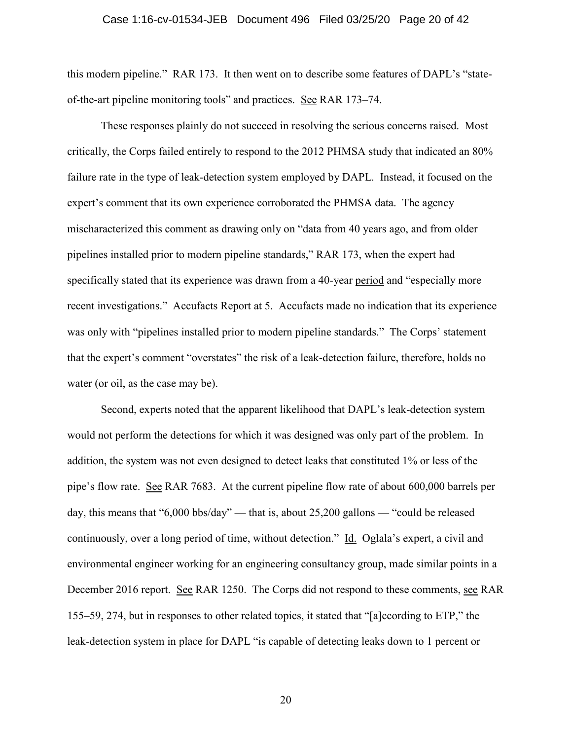this modern pipeline." RAR 173. It then went on to describe some features of DAPL's "state-of-the-art pipeline monitoring tools" and practices. See RAR 173–74.

These responses plainly do not succeed in resolving the serious concerns raised. Most critically, the Corps failed entirely to respond to the 2012 PHMSA study that indicated an 80% failure rate in the type of leak-detection system employed by DAPL. Instead, it focused on the expert's comment that its own experience corroborated the PHMSA data. The agency mischaracterized this comment as drawing only on "data from 40 years ago, and from older pipelines installed prior to modern pipeline standards," RAR 173, when the expert had specifically stated that its experience was drawn from a 40-year period and "especially more recent investigations." Accufacts Report at 5. Accufacts made no indication that its experience was only with "pipelines installed prior to modern pipeline standards." The Corps' statement that the expert's comment "overstates" the risk of a leak-detection failure, therefore, holds no water (or oil, as the case may be).

Second, experts noted that the apparent likelihood that DAPL's leak-detection system would not perform the detections for which it was designed was only part of the problem. In addition, the system was not even designed to detect leaks that constituted 1% or less of the pipe's flow rate. See RAR 7683. At the current pipeline flow rate of about 600,000 barrels per day, this means that "6,000 bbs/day" — that is, about 25,200 gallons — "could be released continuously, over a long period of time, without detection." Id. Oglala's expert, a civil and environmental engineer working for an engineering consultancy group, made similar points in a December 2016 report. See RAR 1250. The Corps did not respond to these comments, see RAR 155–59, 274, but in responses to other related topics, it stated that "[a]ccording to ETP," the leak-detection system in place for DAPL "is capable of detecting leaks down to 1 percent or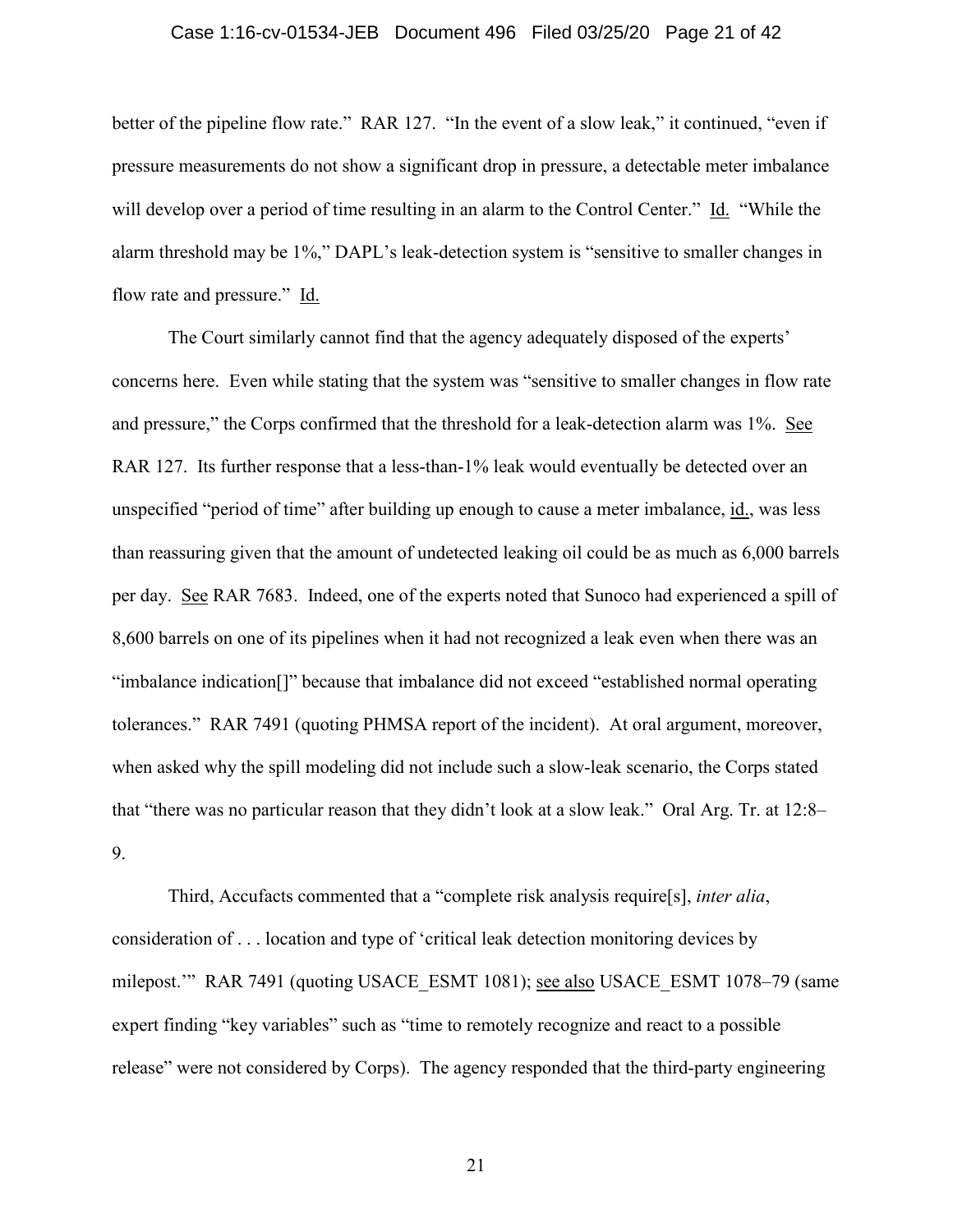better of the pipeline flow rate." RAR 127. "In the event of a slow leak," it continued, "even if pressure measurements do not show a significant drop in pressure, a detectable meter imbalance will develop over a period of time resulting in an alarm to the Control Center." Id. "While the alarm threshold may be 1%," DAPL's leak-detection system is "sensitive to smaller changes in flow rate and pressure." Id.

The Court similarly cannot find that the agency adequately disposed of the experts' concerns here. Even while stating that the system was "sensitive to smaller changes in flow rate and pressure," the Corps confirmed that the threshold for a leak-detection alarm was 1%. See RAR 127. Its further response that a less-than-1% leak would eventually be detected over an unspecified "period of time" after building up enough to cause a meter imbalance, id., was less than reassuring given that the amount of undetected leaking oil could be as much as 6,000 barrels per day. See RAR 7683. Indeed, one of the experts noted that Sunoco had experienced a spill of 8,600 barrels on one of its pipelines when it had not recognized a leak even when there was an "imbalance indication[]" because that imbalance did not exceed "established normal operating tolerances." RAR 7491 (quoting PHMSA report of the incident). At oral argument, moreover, when asked why the spill modeling did not include such a slow-leak scenario, the Corps stated that "there was no particular reason that they didn't look at a slow leak." Oral Arg. Tr. at 12:8–9.

Third, Accufacts commented that a "complete risk analysis require[s], *inter alia*, consideration of . . . location and type of 'critical leak detection monitoring devices by milepost.'" RAR 7491 (quoting USACE_ESMT 1081); see also USACE_ESMT 1078–79 (same expert finding "key variables" such as "time to remotely recognize and react to a possible release" were not considered by Corps). The agency responded that the third-party engineering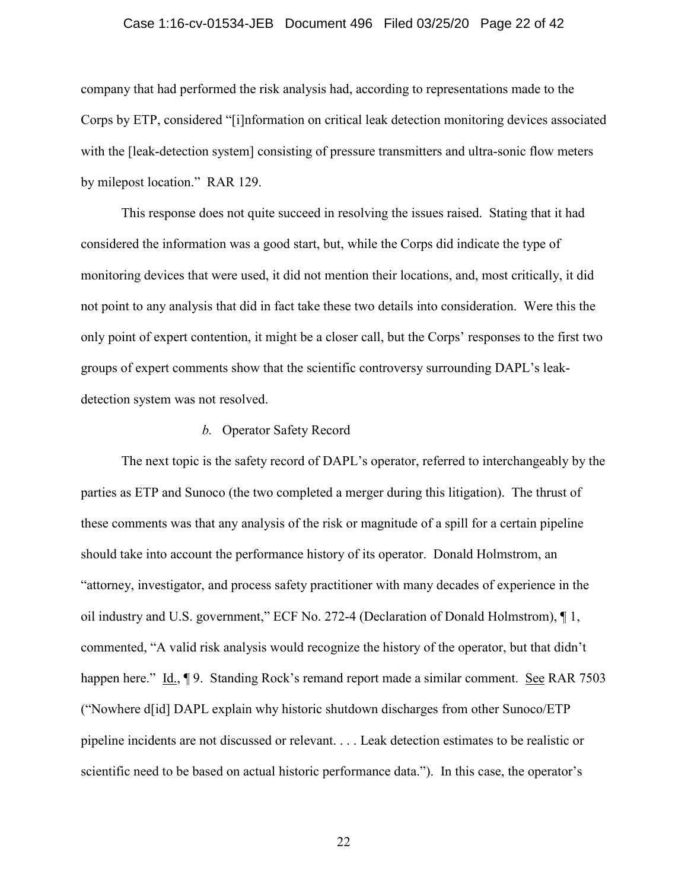company that had performed the risk analysis had, according to representations made to the Corps by ETP, considered "[i]nformation on critical leak detection monitoring devices associated with the [leak-detection system] consisting of pressure transmitters and ultra-sonic flow meters by milepost location." RAR 129.

This response does not quite succeed in resolving the issues raised. Stating that it had considered the information was a good start, but, while the Corps did indicate the type of monitoring devices that were used, it did not mention their locations, and, most critically, it did not point to any analysis that did in fact take these two details into consideration. Were this the only point of expert contention, it might be a closer call, but the Corps' responses to the first two groups of expert comments show that the scientific controversy surrounding DAPL's leak-detection system was not resolved.

*b.* Operator Safety Record

The next topic is the safety record of DAPL's operator, referred to interchangeably by the parties as ETP and Sunoco (the two completed a merger during this litigation). The thrust of these comments was that any analysis of the risk or magnitude of a spill for a certain pipeline should take into account the performance history of its operator. Donald Holmstrom, an "attorney, investigator, and process safety practitioner with many decades of experience in the oil industry and U.S. government," ECF No. 272-4 (Declaration of Donald Holmstrom), ¶ 1, commented, "A valid risk analysis would recognize the history of the operator, but that didn't happen here." Id., ¶ 9. Standing Rock's remand report made a similar comment. See RAR 7503 ("Nowhere d[id] DAPL explain why historic shutdown discharges from other Sunoco/ETP pipeline incidents are not discussed or relevant. . . . Leak detection estimates to be realistic or scientific need to be based on actual historic performance data."). In this case, the operator's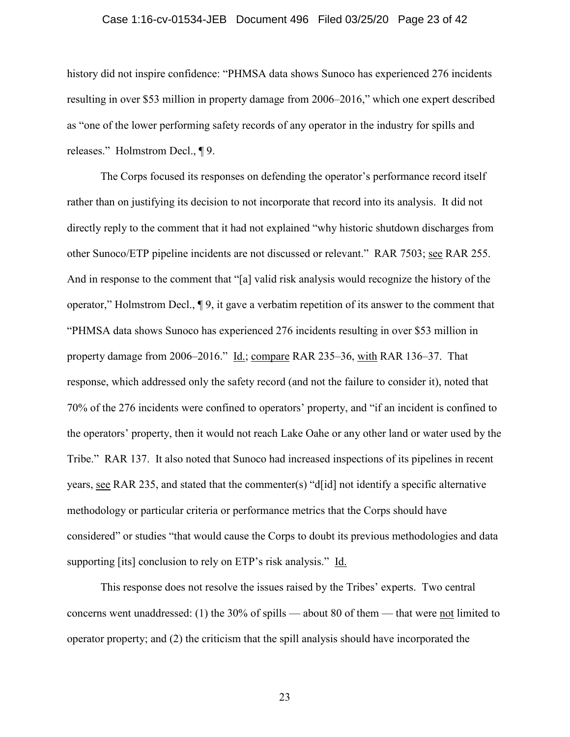history did not inspire confidence: "PHMSA data shows Sunoco has experienced 276 incidents resulting in over $53 million in property damage from 2006–2016," which one expert described as "one of the lower performing safety records of any operator in the industry for spills and releases." Holmstrom Decl., ¶ 9.

The Corps focused its responses on defending the operator's performance record itself rather than on justifying its decision to not incorporate that record into its analysis. It did not directly reply to the comment that it had not explained "why historic shutdown discharges from other Sunoco/ETP pipeline incidents are not discussed or relevant." RAR 7503; see RAR 255. And in response to the comment that "[a] valid risk analysis would recognize the history of the operator," Holmstrom Decl., ¶ 9, it gave a verbatim repetition of its answer to the comment that "PHMSA data shows Sunoco has experienced 276 incidents resulting in over $53 million in property damage from 2006–2016." Id.; compare RAR 235–36, with RAR 136–37. That response, which addressed only the safety record (and not the failure to consider it), noted that 70% of the 276 incidents were confined to operators' property, and "if an incident is confined to the operators' property, then it would not reach Lake Oahe or any other land or water used by the Tribe." RAR 137. It also noted that Sunoco had increased inspections of its pipelines in recent years, see RAR 235, and stated that the commenter(s) "d[id] not identify a specific alternative methodology or particular criteria or performance metrics that the Corps should have considered" or studies "that would cause the Corps to doubt its previous methodologies and data supporting [its] conclusion to rely on ETP's risk analysis." Id.

This response does not resolve the issues raised by the Tribes' experts. Two central concerns went unaddressed: (1) the 30% of spills — about 80 of them — that were not limited to operator property; and (2) the criticism that the spill analysis should have incorporated the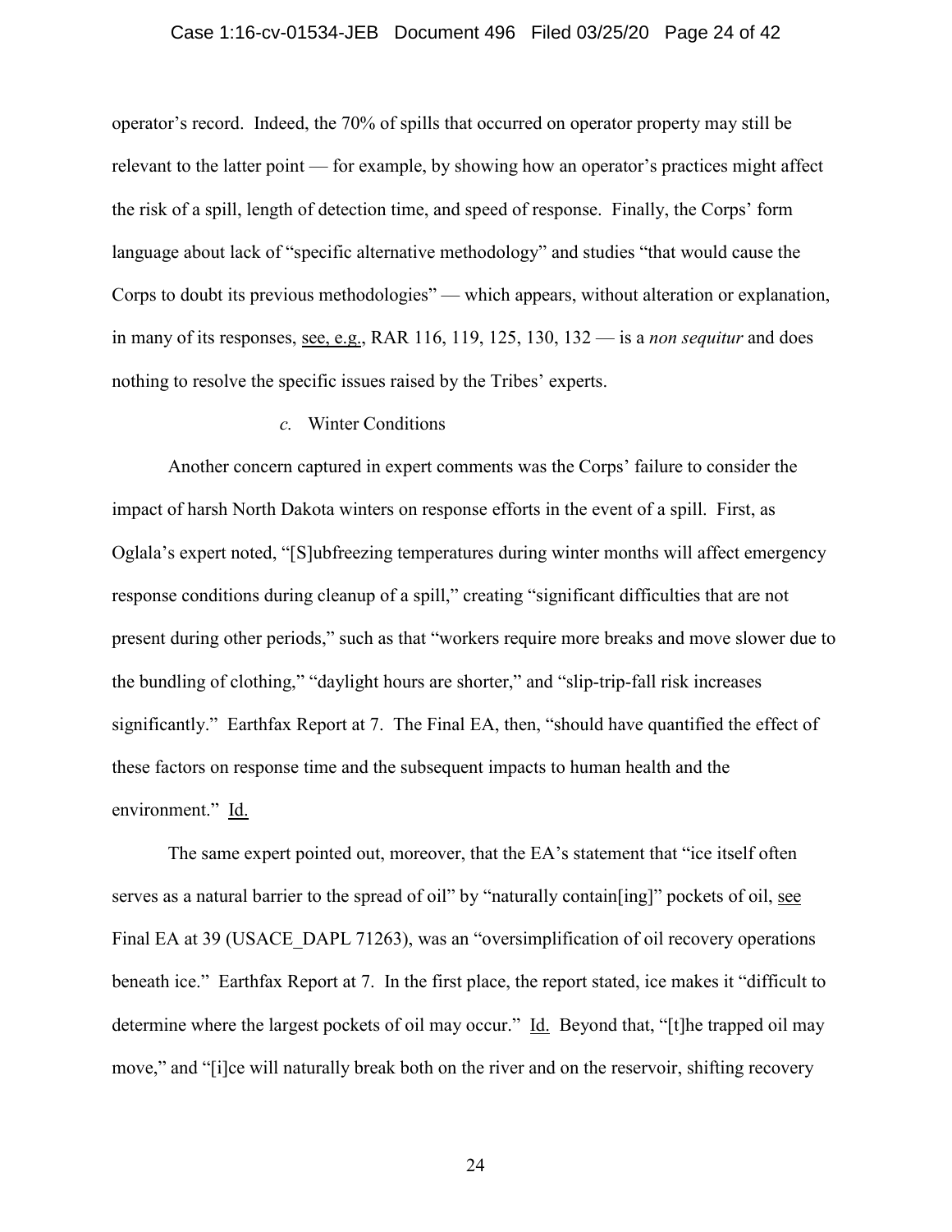operator's record. Indeed, the 70% of spills that occurred on operator property may still be relevant to the latter point — for example, by showing how an operator's practices might affect the risk of a spill, length of detection time, and speed of response. Finally, the Corps' form language about lack of "specific alternative methodology" and studies "that would cause the Corps to doubt its previous methodologies" — which appears, without alteration or explanation, in many of its responses, see, e.g., RAR 116, 119, 125, 130, 132 — is a *non sequitur* and does nothing to resolve the specific issues raised by the Tribes' experts.

*c.* Winter Conditions

Another concern captured in expert comments was the Corps' failure to consider the impact of harsh North Dakota winters on response efforts in the event of a spill. First, as Oglala's expert noted, "[S]ubfreezing temperatures during winter months will affect emergency response conditions during cleanup of a spill," creating "significant difficulties that are not present during other periods," such as that "workers require more breaks and move slower due to the bundling of clothing," "daylight hours are shorter," and "slip-trip-fall risk increases significantly." Earthfax Report at 7. The Final EA, then, "should have quantified the effect of these factors on response time and the subsequent impacts to human health and the environment." Id.

The same expert pointed out, moreover, that the EA's statement that "ice itself often serves as a natural barrier to the spread of oil" by "naturally contain[ing]" pockets of oil, see Final EA at 39 (USACE_DAPL 71263), was an "oversimplification of oil recovery operations beneath ice." Earthfax Report at 7. In the first place, the report stated, ice makes it "difficult to determine where the largest pockets of oil may occur." Id. Beyond that, "[t]he trapped oil may move," and "[i]ce will naturally break both on the river and on the reservoir, shifting recovery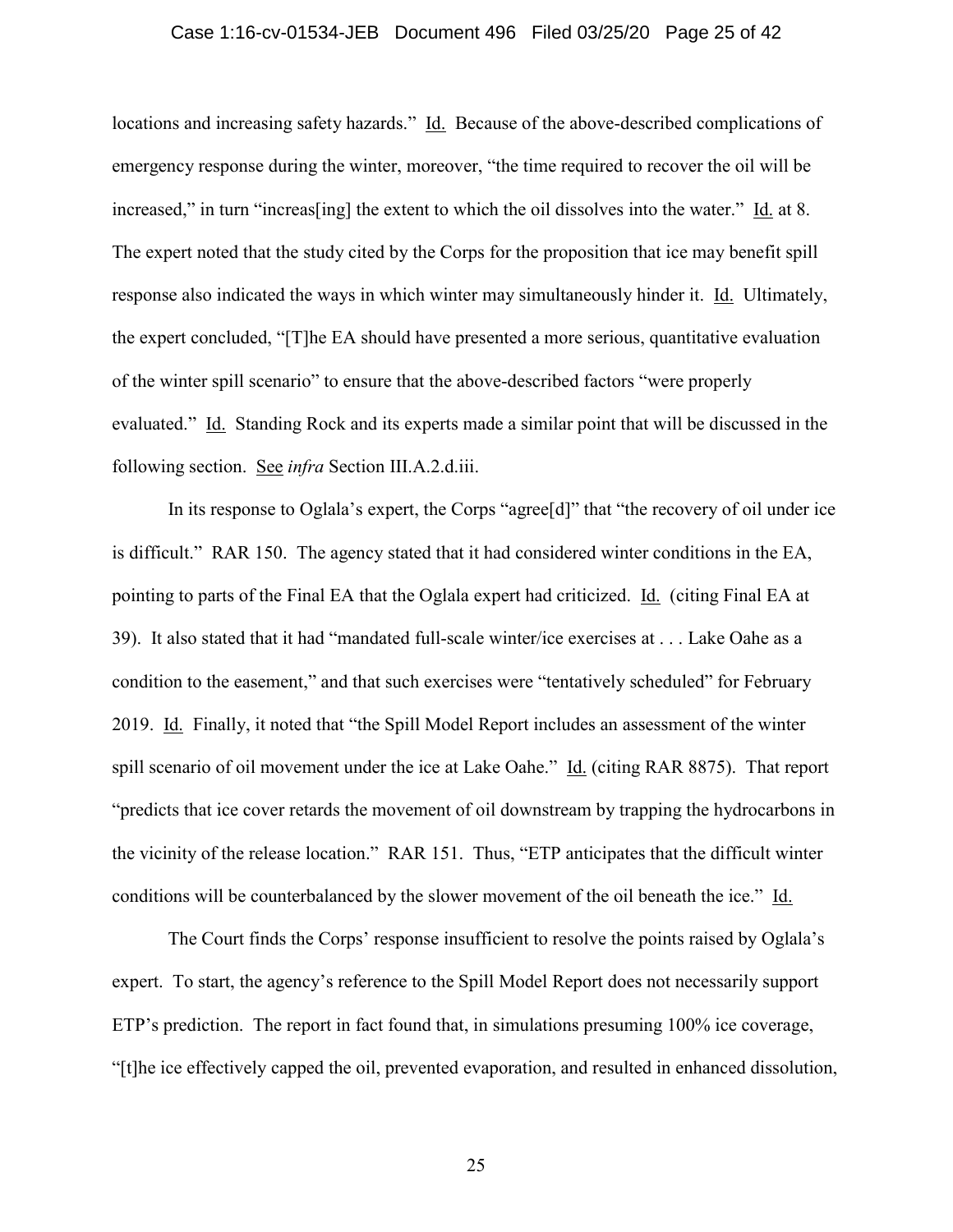locations and increasing safety hazards." Id. Because of the above-described complications of emergency response during the winter, moreover, "the time required to recover the oil will be increased," in turn "increas[ing] the extent to which the oil dissolves into the water." Id. at 8. The expert noted that the study cited by the Corps for the proposition that ice may benefit spill response also indicated the ways in which winter may simultaneously hinder it. Id. Ultimately, the expert concluded, "[T]he EA should have presented a more serious, quantitative evaluation of the winter spill scenario" to ensure that the above-described factors "were properly evaluated." Id. Standing Rock and its experts made a similar point that will be discussed in the following section. See *infra* Section III.A.2.d.iii.

In its response to Oglala's expert, the Corps "agree[d]" that "the recovery of oil under ice is difficult." RAR 150. The agency stated that it had considered winter conditions in the EA, pointing to parts of the Final EA that the Oglala expert had criticized. Id. (citing Final EA at 39). It also stated that it had "mandated full-scale winter/ice exercises at . . . Lake Oahe as a condition to the easement," and that such exercises were "tentatively scheduled" for February 2019. Id. Finally, it noted that "the Spill Model Report includes an assessment of the winter spill scenario of oil movement under the ice at Lake Oahe." Id. (citing RAR 8875). That report "predicts that ice cover retards the movement of oil downstream by trapping the hydrocarbons in the vicinity of the release location." RAR 151. Thus, "ETP anticipates that the difficult winter conditions will be counterbalanced by the slower movement of the oil beneath the ice." Id.

The Court finds the Corps' response insufficient to resolve the points raised by Oglala's expert. To start, the agency's reference to the Spill Model Report does not necessarily support ETP's prediction. The report in fact found that, in simulations presuming 100% ice coverage, "[t]he ice effectively capped the oil, prevented evaporation, and resulted in enhanced dissolution,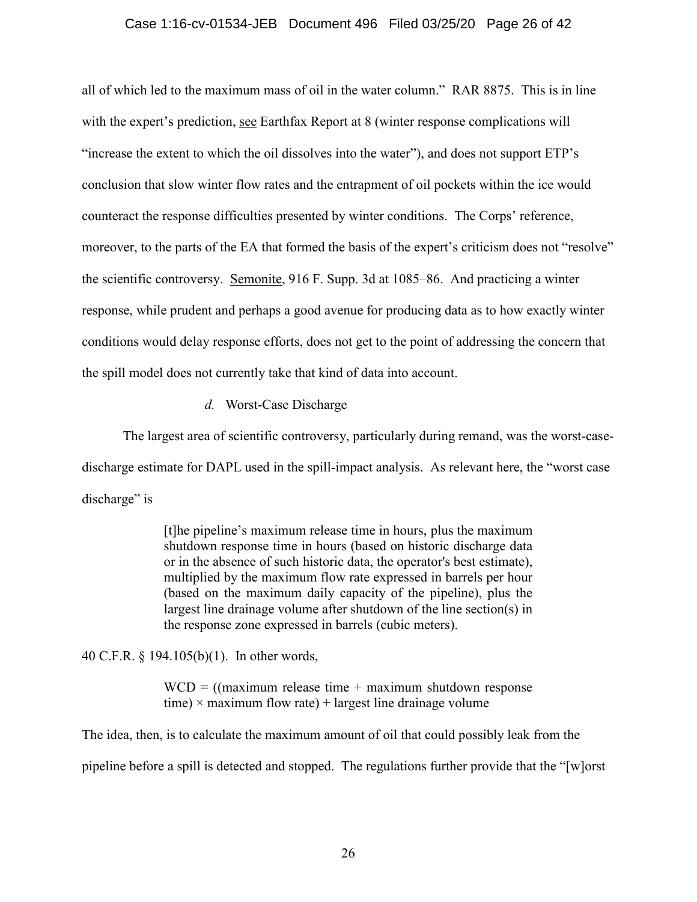all of which led to the maximum mass of oil in the water column." RAR 8875. This is in line with the expert's prediction, see Earthfax Report at 8 (winter response complications will "increase the extent to which the oil dissolves into the water"), and does not support ETP's conclusion that slow winter flow rates and the entrapment of oil pockets within the ice would counteract the response difficulties presented by winter conditions. The Corps' reference, moreover, to the parts of the EA that formed the basis of the expert's criticism does not "resolve" the scientific controversy. Semonite, 916 F. Supp. 3d at 1085–86. And practicing a winter response, while prudent and perhaps a good avenue for producing data as to how exactly winter conditions would delay response efforts, does not get to the point of addressing the concern that the spill model does not currently take that kind of data into account.

*d.* Worst-Case Discharge

The largest area of scientific controversy, particularly during remand, was the worst-case-discharge estimate for DAPL used in the spill-impact analysis. As relevant here, the "worst case discharge" is

> [t]he pipeline's maximum release time in hours, plus the maximum shutdown response time in hours (based on historic discharge data or in the absence of such historic data, the operator's best estimate), multiplied by the maximum flow rate expressed in barrels per hour (based on the maximum daily capacity of the pipeline), plus the largest line drainage volume after shutdown of the line section(s) in the response zone expressed in barrels (cubic meters).

40 C.F.R. § 194.105(b)(1). In other words,

> WCD = ((maximum release time + maximum shutdown response time) × maximum flow rate) + largest line drainage volume

The idea, then, is to calculate the maximum amount of oil that could possibly leak from the pipeline before a spill is detected and stopped. The regulations further provide that the "[w]orst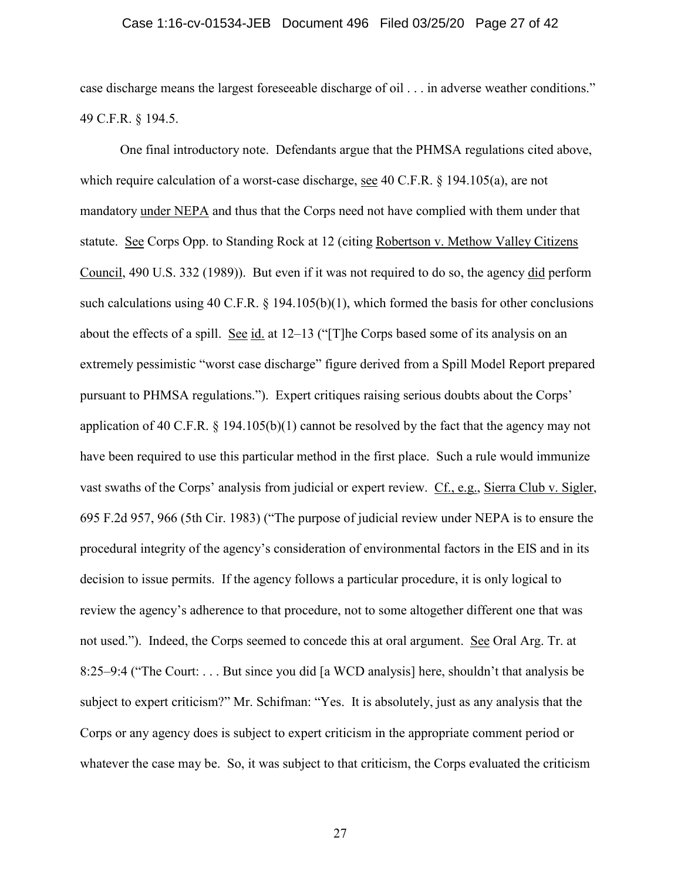case discharge means the largest foreseeable discharge of oil . . . in adverse weather conditions." 49 C.F.R. § 194.5.

One final introductory note. Defendants argue that the PHMSA regulations cited above, which require calculation of a worst-case discharge, see 40 C.F.R. § 194.105(a), are not mandatory under NEPA and thus that the Corps need not have complied with them under that statute. See Corps Opp. to Standing Rock at 12 (citing Robertson v. Methow Valley Citizens Council, 490 U.S. 332 (1989)). But even if it was not required to do so, the agency did perform such calculations using 40 C.F.R. § 194.105(b)(1), which formed the basis for other conclusions about the effects of a spill. See id. at 12–13 ("[T]he Corps based some of its analysis on an extremely pessimistic "worst case discharge" figure derived from a Spill Model Report prepared pursuant to PHMSA regulations."). Expert critiques raising serious doubts about the Corps' application of 40 C.F.R. § 194.105(b)(1) cannot be resolved by the fact that the agency may not have been required to use this particular method in the first place. Such a rule would immunize vast swaths of the Corps' analysis from judicial or expert review. Cf., e.g., Sierra Club v. Sigler, 695 F.2d 957, 966 (5th Cir. 1983) ("The purpose of judicial review under NEPA is to ensure the procedural integrity of the agency's consideration of environmental factors in the EIS and in its decision to issue permits. If the agency follows a particular procedure, it is only logical to review the agency's adherence to that procedure, not to some altogether different one that was not used."). Indeed, the Corps seemed to concede this at oral argument. See Oral Arg. Tr. at 8:25–9:4 ("The Court: . . . But since you did [a WCD analysis] here, shouldn't that analysis be subject to expert criticism?" Mr. Schifman: "Yes. It is absolutely, just as any analysis that the Corps or any agency does is subject to expert criticism in the appropriate comment period or whatever the case may be. So, it was subject to that criticism, the Corps evaluated the criticism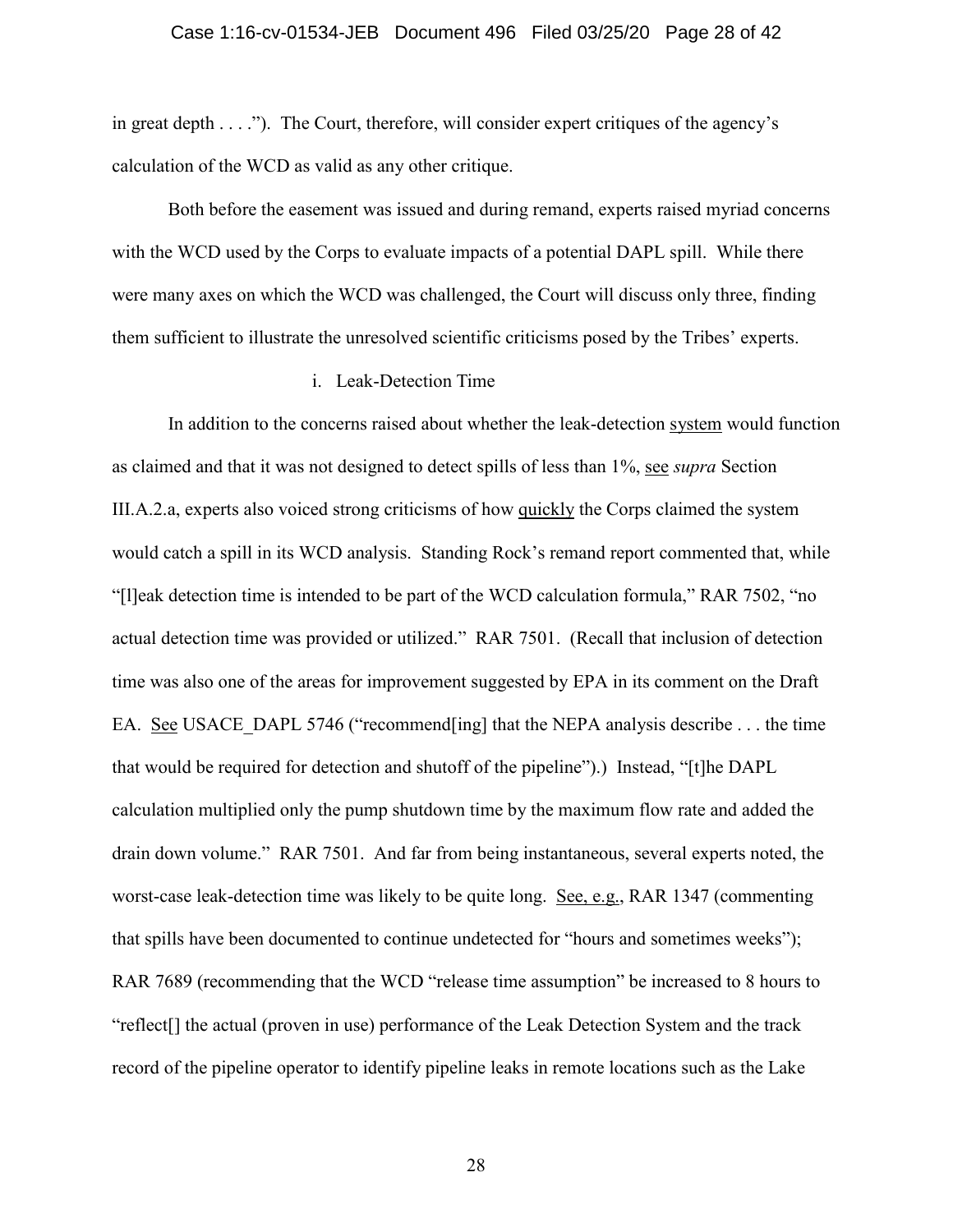in great depth . . . ."). The Court, therefore, will consider expert critiques of the agency's calculation of the WCD as valid as any other critique.

Both before the easement was issued and during remand, experts raised myriad concerns with the WCD used by the Corps to evaluate impacts of a potential DAPL spill. While there were many axes on which the WCD was challenged, the Court will discuss only three, finding them sufficient to illustrate the unresolved scientific criticisms posed by the Tribes' experts.

i. Leak-Detection Time

In addition to the concerns raised about whether the leak-detection system would function as claimed and that it was not designed to detect spills of less than 1%, see *supra* Section III.A.2.a, experts also voiced strong criticisms of how quickly the Corps claimed the system would catch a spill in its WCD analysis. Standing Rock's remand report commented that, while "[l]eak detection time is intended to be part of the WCD calculation formula," RAR 7502, "no actual detection time was provided or utilized." RAR 7501. (Recall that inclusion of detection time was also one of the areas for improvement suggested by EPA in its comment on the Draft EA. See USACE_DAPL 5746 ("recommend[ing] that the NEPA analysis describe . . . the time that would be required for detection and shutoff of the pipeline").) Instead, "[t]he DAPL calculation multiplied only the pump shutdown time by the maximum flow rate and added the drain down volume." RAR 7501. And far from being instantaneous, several experts noted, the worst-case leak-detection time was likely to be quite long. See, e.g., RAR 1347 (commenting that spills have been documented to continue undetected for "hours and sometimes weeks"); RAR 7689 (recommending that the WCD "release time assumption" be increased to 8 hours to "reflect[] the actual (proven in use) performance of the Leak Detection System and the track record of the pipeline operator to identify pipeline leaks in remote locations such as the Lake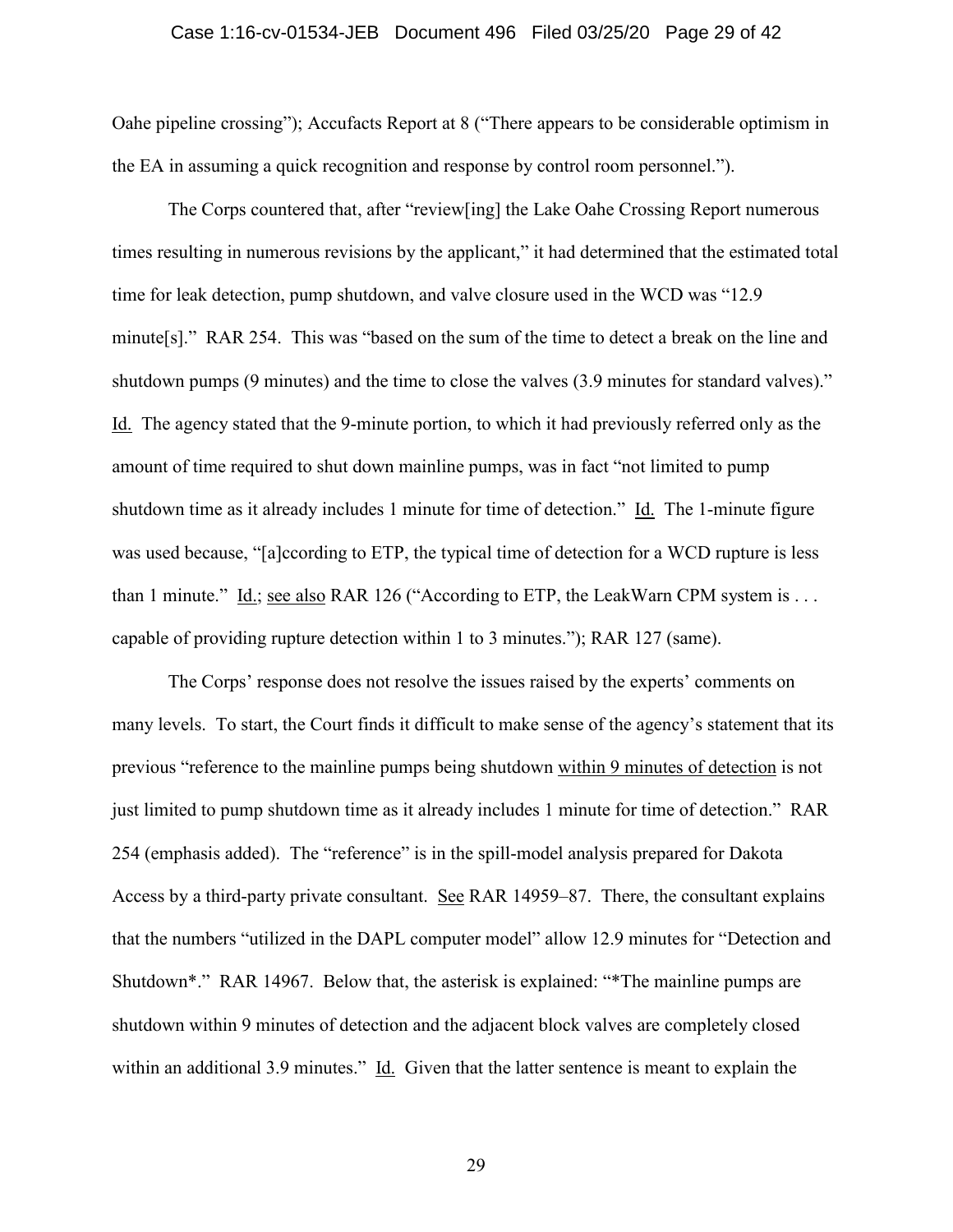Oahe pipeline crossing"); Accufacts Report at 8 ("There appears to be considerable optimism in the EA in assuming a quick recognition and response by control room personnel.").

The Corps countered that, after "review[ing] the Lake Oahe Crossing Report numerous times resulting in numerous revisions by the applicant," it had determined that the estimated total time for leak detection, pump shutdown, and valve closure used in the WCD was "12.9 minute[s]." RAR 254. This was "based on the sum of the time to detect a break on the line and shutdown pumps (9 minutes) and the time to close the valves (3.9 minutes for standard valves)." Id. The agency stated that the 9-minute portion, to which it had previously referred only as the amount of time required to shut down mainline pumps, was in fact "not limited to pump shutdown time as it already includes 1 minute for time of detection." Id. The 1-minute figure was used because, "[a]ccording to ETP, the typical time of detection for a WCD rupture is less than 1 minute." Id.; see also RAR 126 ("According to ETP, the LeakWarn CPM system is . . . capable of providing rupture detection within 1 to 3 minutes."); RAR 127 (same).

The Corps' response does not resolve the issues raised by the experts' comments on many levels. To start, the Court finds it difficult to make sense of the agency's statement that its previous "reference to the mainline pumps being shutdown within 9 minutes of detection is not just limited to pump shutdown time as it already includes 1 minute for time of detection." RAR 254 (emphasis added). The "reference" is in the spill-model analysis prepared for Dakota Access by a third-party private consultant. See RAR 14959–87. There, the consultant explains that the numbers "utilized in the DAPL computer model" allow 12.9 minutes for "Detection and Shutdown*." RAR 14967. Below that, the asterisk is explained: "*The mainline pumps are shutdown within 9 minutes of detection and the adjacent block valves are completely closed within an additional 3.9 minutes." Id. Given that the latter sentence is meant to explain the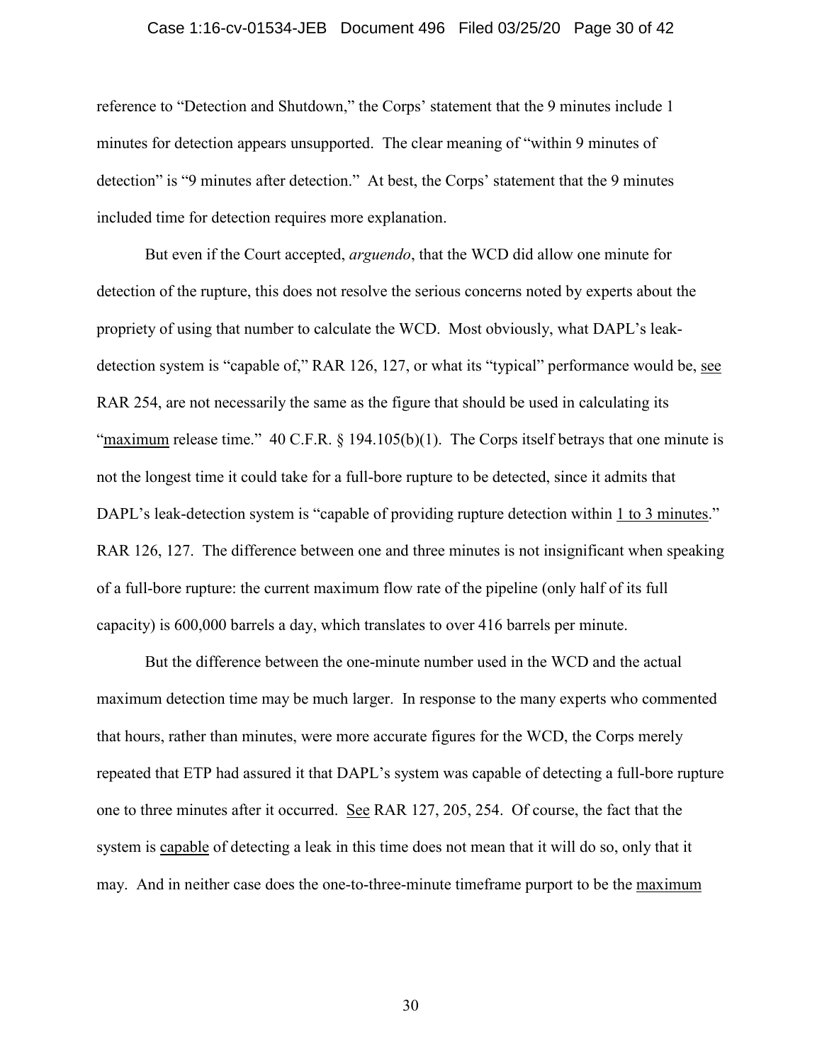reference to "Detection and Shutdown," the Corps' statement that the 9 minutes include 1 minutes for detection appears unsupported. The clear meaning of "within 9 minutes of detection" is "9 minutes after detection." At best, the Corps' statement that the 9 minutes included time for detection requires more explanation.

But even if the Court accepted, *arguendo*, that the WCD did allow one minute for detection of the rupture, this does not resolve the serious concerns noted by experts about the propriety of using that number to calculate the WCD. Most obviously, what DAPL's leak-detection system is "capable of," RAR 126, 127, or what its "typical" performance would be, see RAR 254, are not necessarily the same as the figure that should be used in calculating its "maximum release time." 40 C.F.R. § 194.105(b)(1). The Corps itself betrays that one minute is not the longest time it could take for a full-bore rupture to be detected, since it admits that DAPL's leak-detection system is "capable of providing rupture detection within 1 to 3 minutes." RAR 126, 127. The difference between one and three minutes is not insignificant when speaking of a full-bore rupture: the current maximum flow rate of the pipeline (only half of its full capacity) is 600,000 barrels a day, which translates to over 416 barrels per minute.

But the difference between the one-minute number used in the WCD and the actual maximum detection time may be much larger. In response to the many experts who commented that hours, rather than minutes, were more accurate figures for the WCD, the Corps merely repeated that ETP had assured it that DAPL's system was capable of detecting a full-bore rupture one to three minutes after it occurred. See RAR 127, 205, 254. Of course, the fact that the system is capable of detecting a leak in this time does not mean that it will do so, only that it may. And in neither case does the one-to-three-minute timeframe purport to be the maximum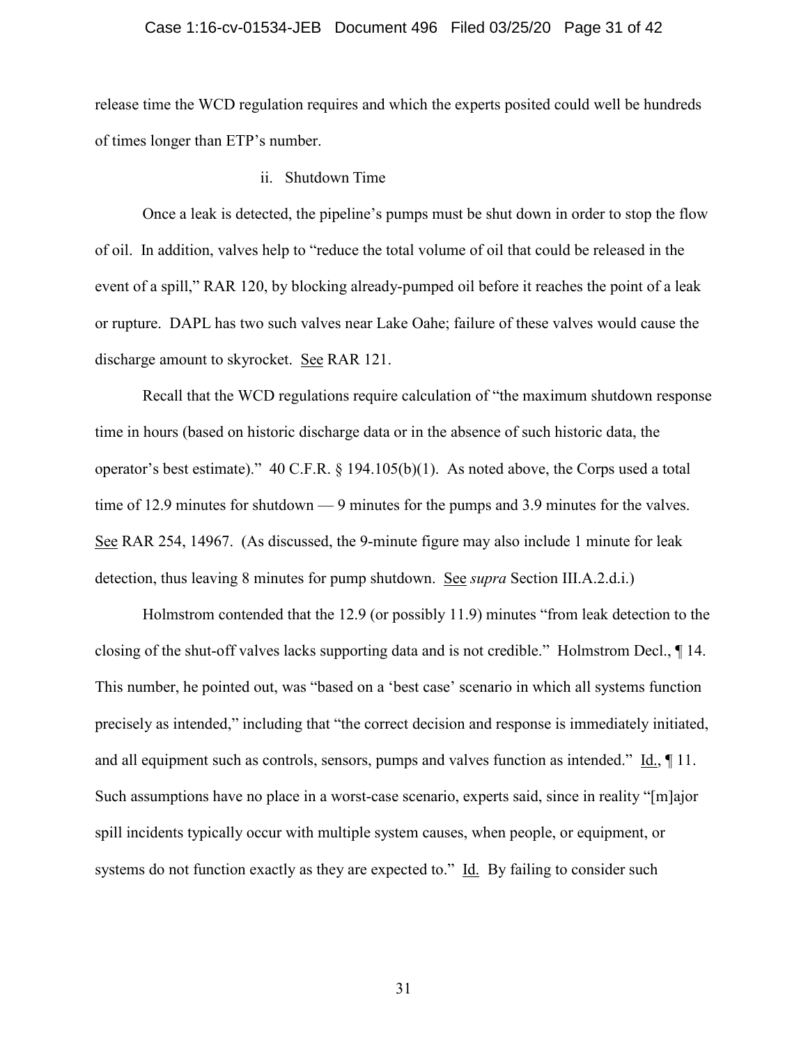release time the WCD regulation requires and which the experts posited could well be hundreds of times longer than ETP's number.

#### ii. Shutdown Time

Once a leak is detected, the pipeline's pumps must be shut down in order to stop the flow of oil. In addition, valves help to "reduce the total volume of oil that could be released in the event of a spill," RAR 120, by blocking already-pumped oil before it reaches the point of a leak or rupture. DAPL has two such valves near Lake Oahe; failure of these valves would cause the discharge amount to skyrocket. See RAR 121.

Recall that the WCD regulations require calculation of "the maximum shutdown response time in hours (based on historic discharge data or in the absence of such historic data, the operator's best estimate)." 40 C.F.R. § 194.105(b)(1). As noted above, the Corps used a total time of 12.9 minutes for shutdown — 9 minutes for the pumps and 3.9 minutes for the valves. See RAR 254, 14967. (As discussed, the 9-minute figure may also include 1 minute for leak detection, thus leaving 8 minutes for pump shutdown. See *supra* Section III.A.2.d.i.)

Holmstrom contended that the 12.9 (or possibly 11.9) minutes "from leak detection to the closing of the shut-off valves lacks supporting data and is not credible." Holmstrom Decl., ¶ 14. This number, he pointed out, was "based on a 'best case' scenario in which all systems function precisely as intended," including that "the correct decision and response is immediately initiated, and all equipment such as controls, sensors, pumps and valves function as intended." Id., ¶ 11. Such assumptions have no place in a worst-case scenario, experts said, since in reality "[m]ajor spill incidents typically occur with multiple system causes, when people, or equipment, or systems do not function exactly as they are expected to." Id. By failing to consider such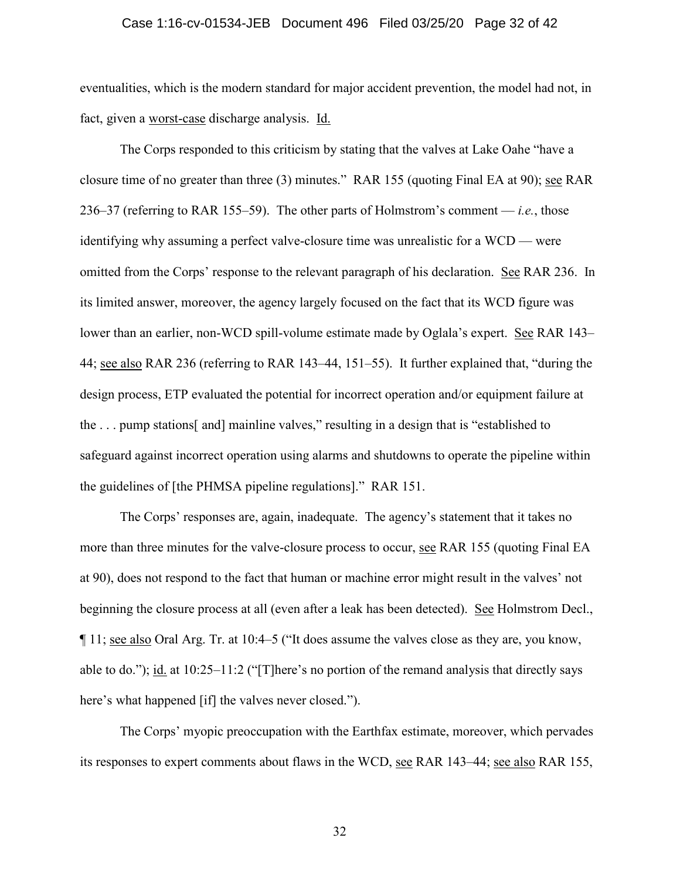eventualities, which is the modern standard for major accident prevention, the model had not, in fact, given a worst-case discharge analysis. Id.

The Corps responded to this criticism by stating that the valves at Lake Oahe "have a closure time of no greater than three (3) minutes." RAR 155 (quoting Final EA at 90); see RAR 236–37 (referring to RAR 155–59). The other parts of Holmstrom's comment — *i.e.*, those identifying why assuming a perfect valve-closure time was unrealistic for a WCD — were omitted from the Corps' response to the relevant paragraph of his declaration. See RAR 236. In its limited answer, moreover, the agency largely focused on the fact that its WCD figure was lower than an earlier, non-WCD spill-volume estimate made by Oglala's expert. See RAR 143–44; see also RAR 236 (referring to RAR 143–44, 151–55). It further explained that, "during the design process, ETP evaluated the potential for incorrect operation and/or equipment failure at the . . . pump stations[ and] mainline valves," resulting in a design that is "established to safeguard against incorrect operation using alarms and shutdowns to operate the pipeline within the guidelines of [the PHMSA pipeline regulations]." RAR 151.

The Corps' responses are, again, inadequate. The agency's statement that it takes no more than three minutes for the valve-closure process to occur, see RAR 155 (quoting Final EA at 90), does not respond to the fact that human or machine error might result in the valves' not beginning the closure process at all (even after a leak has been detected). See Holmstrom Decl., ¶ 11; see also Oral Arg. Tr. at 10:4–5 ("It does assume the valves close as they are, you know, able to do."); id. at 10:25–11:2 ("[T]here's no portion of the remand analysis that directly says here's what happened [if] the valves never closed.").

The Corps' myopic preoccupation with the Earthfax estimate, moreover, which pervades its responses to expert comments about flaws in the WCD, see RAR 143–44; see also RAR 155,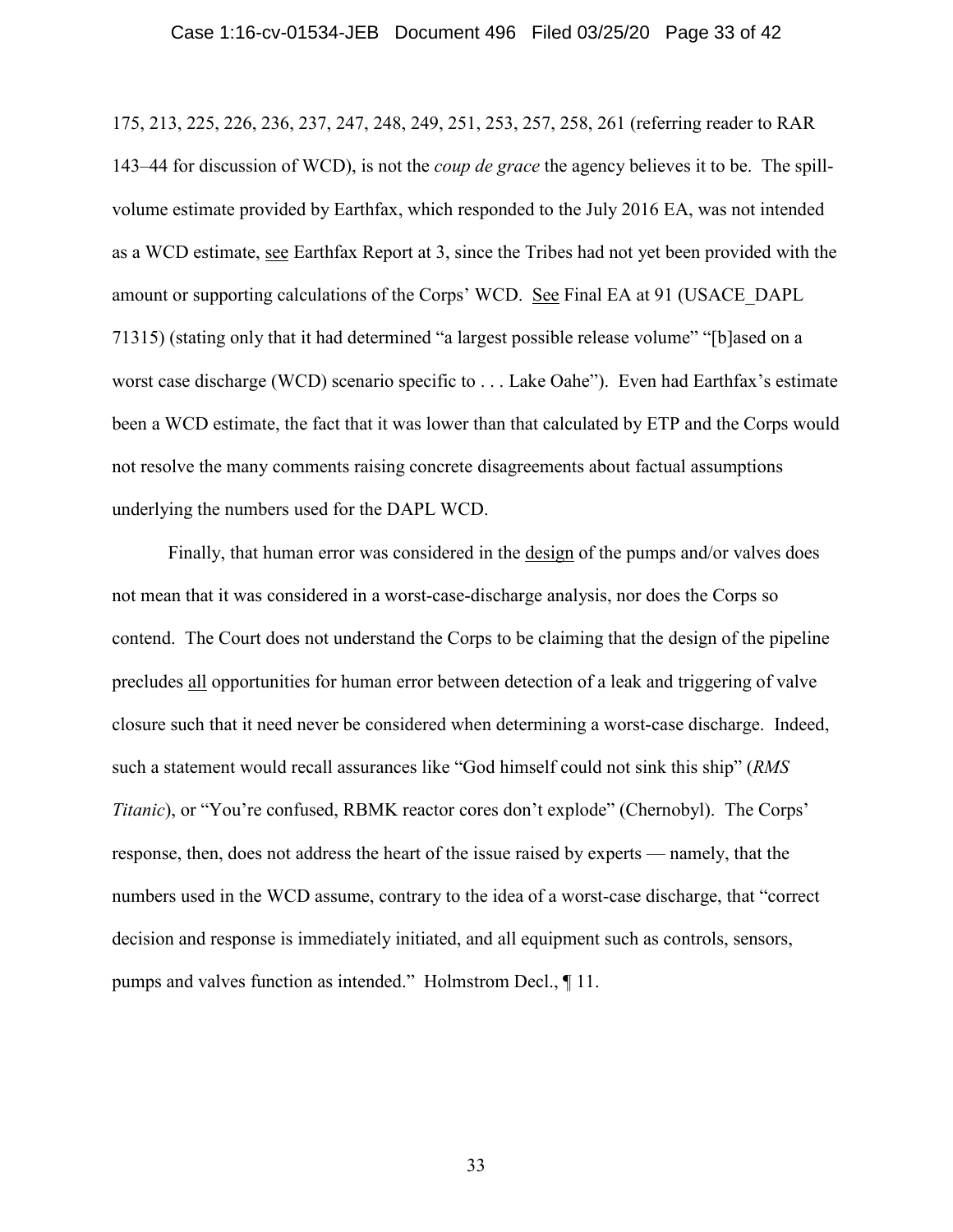175, 213, 225, 226, 236, 237, 247, 248, 249, 251, 253, 257, 258, 261 (referring reader to RAR 143–44 for discussion of WCD), is not the *coup de grace* the agency believes it to be. The spill-volume estimate provided by Earthfax, which responded to the July 2016 EA, was not intended as a WCD estimate, see Earthfax Report at 3, since the Tribes had not yet been provided with the amount or supporting calculations of the Corps' WCD. See Final EA at 91 (USACE_DAPL 71315) (stating only that it had determined "a largest possible release volume" "[b]ased on a worst case discharge (WCD) scenario specific to . . . Lake Oahe"). Even had Earthfax's estimate been a WCD estimate, the fact that it was lower than that calculated by ETP and the Corps would not resolve the many comments raising concrete disagreements about factual assumptions underlying the numbers used for the DAPL WCD.

Finally, that human error was considered in the design of the pumps and/or valves does not mean that it was considered in a worst-case-discharge analysis, nor does the Corps so contend. The Court does not understand the Corps to be claiming that the design of the pipeline precludes all opportunities for human error between detection of a leak and triggering of valve closure such that it need never be considered when determining a worst-case discharge. Indeed, such a statement would recall assurances like "God himself could not sink this ship" (*RMS Titanic*), or "You're confused, RBMK reactor cores don't explode" (Chernobyl). The Corps' response, then, does not address the heart of the issue raised by experts — namely, that the numbers used in the WCD assume, contrary to the idea of a worst-case discharge, that "correct decision and response is immediately initiated, and all equipment such as controls, sensors, pumps and valves function as intended." Holmstrom Decl., ¶ 11.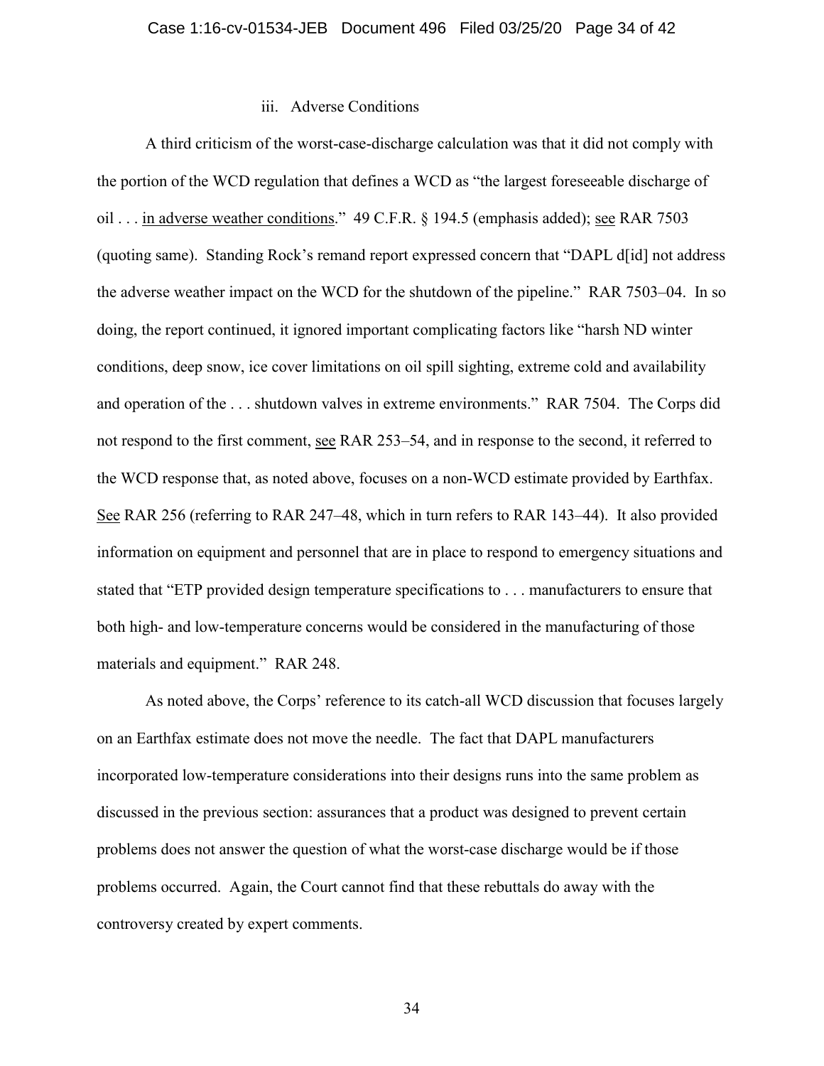### iii. Adverse Conditions

A third criticism of the worst-case-discharge calculation was that it did not comply with the portion of the WCD regulation that defines a WCD as "the largest foreseeable discharge of oil . . . in adverse weather conditions." 49 C.F.R. § 194.5 (emphasis added); see RAR 7503 (quoting same). Standing Rock's remand report expressed concern that "DAPL d[id] not address the adverse weather impact on the WCD for the shutdown of the pipeline." RAR 7503–04. In so doing, the report continued, it ignored important complicating factors like "harsh ND winter conditions, deep snow, ice cover limitations on oil spill sighting, extreme cold and availability and operation of the . . . shutdown valves in extreme environments." RAR 7504. The Corps did not respond to the first comment, see RAR 253–54, and in response to the second, it referred to the WCD response that, as noted above, focuses on a non-WCD estimate provided by Earthfax. See RAR 256 (referring to RAR 247–48, which in turn refers to RAR 143–44). It also provided information on equipment and personnel that are in place to respond to emergency situations and stated that "ETP provided design temperature specifications to . . . manufacturers to ensure that both high- and low-temperature concerns would be considered in the manufacturing of those materials and equipment." RAR 248.

As noted above, the Corps' reference to its catch-all WCD discussion that focuses largely on an Earthfax estimate does not move the needle. The fact that DAPL manufacturers incorporated low-temperature considerations into their designs runs into the same problem as discussed in the previous section: assurances that a product was designed to prevent certain problems does not answer the question of what the worst-case discharge would be if those problems occurred. Again, the Court cannot find that these rebuttals do away with the controversy created by expert comments.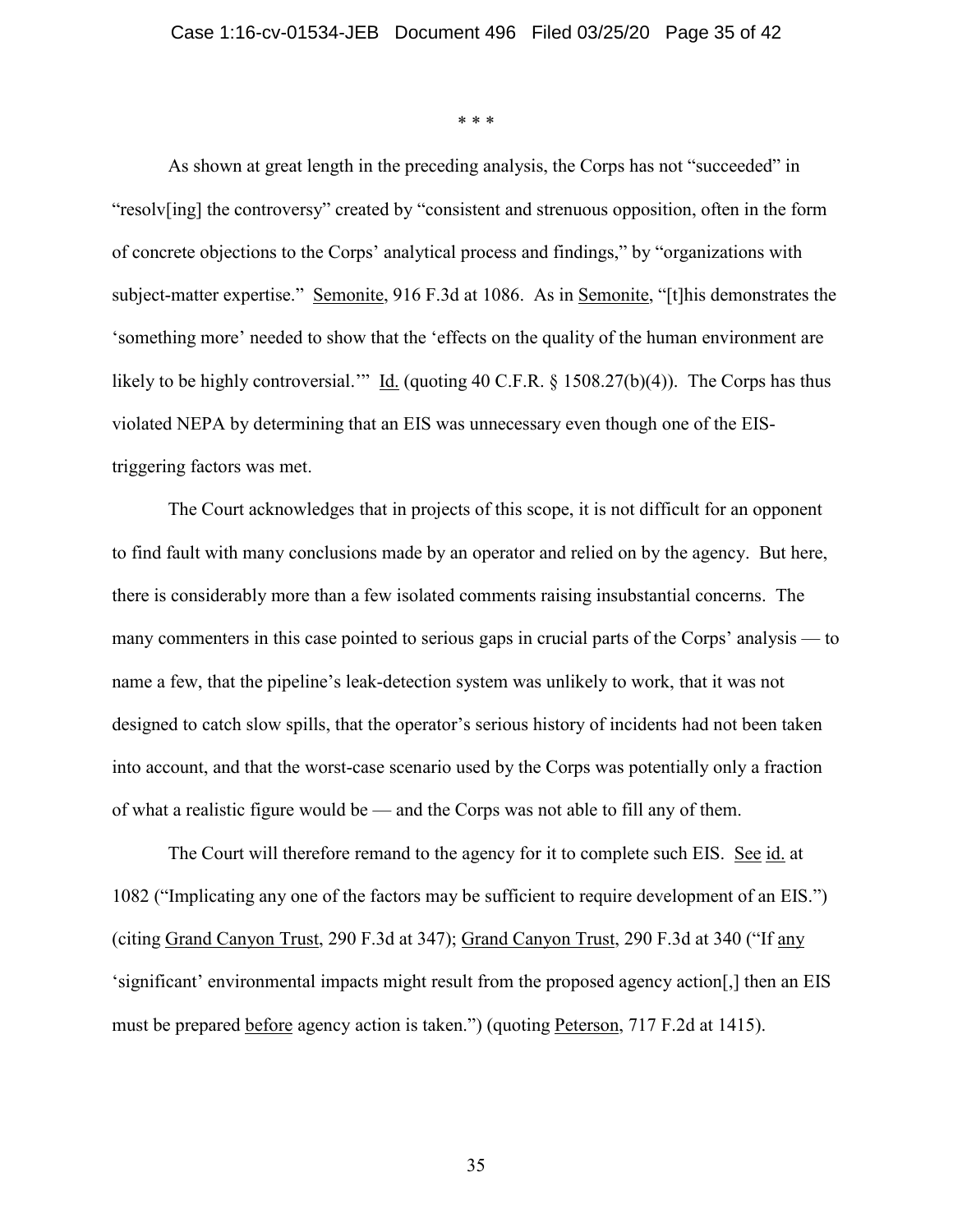\* \* \*

As shown at great length in the preceding analysis, the Corps has not "succeeded" in "resolv[ing] the controversy" created by "consistent and strenuous opposition, often in the form of concrete objections to the Corps' analytical process and findings," by "organizations with subject-matter expertise." Semonite, 916 F.3d at 1086. As in Semonite, "[t]his demonstrates the 'something more' needed to show that the 'effects on the quality of the human environment are likely to be highly controversial.'" Id. (quoting 40 C.F.R. § 1508.27(b)(4)). The Corps has thus violated NEPA by determining that an EIS was unnecessary even though one of the EIS-triggering factors was met.

The Court acknowledges that in projects of this scope, it is not difficult for an opponent to find fault with many conclusions made by an operator and relied on by the agency. But here, there is considerably more than a few isolated comments raising insubstantial concerns. The many commenters in this case pointed to serious gaps in crucial parts of the Corps' analysis — to name a few, that the pipeline's leak-detection system was unlikely to work, that it was not designed to catch slow spills, that the operator's serious history of incidents had not been taken into account, and that the worst-case scenario used by the Corps was potentially only a fraction of what a realistic figure would be — and the Corps was not able to fill any of them.

The Court will therefore remand to the agency for it to complete such EIS. See id. at 1082 ("Implicating any one of the factors may be sufficient to require development of an EIS.") (citing Grand Canyon Trust, 290 F.3d at 347); Grand Canyon Trust, 290 F.3d at 340 ("If any 'significant' environmental impacts might result from the proposed agency action[,] then an EIS must be prepared before agency action is taken.") (quoting Peterson, 717 F.2d at 1415).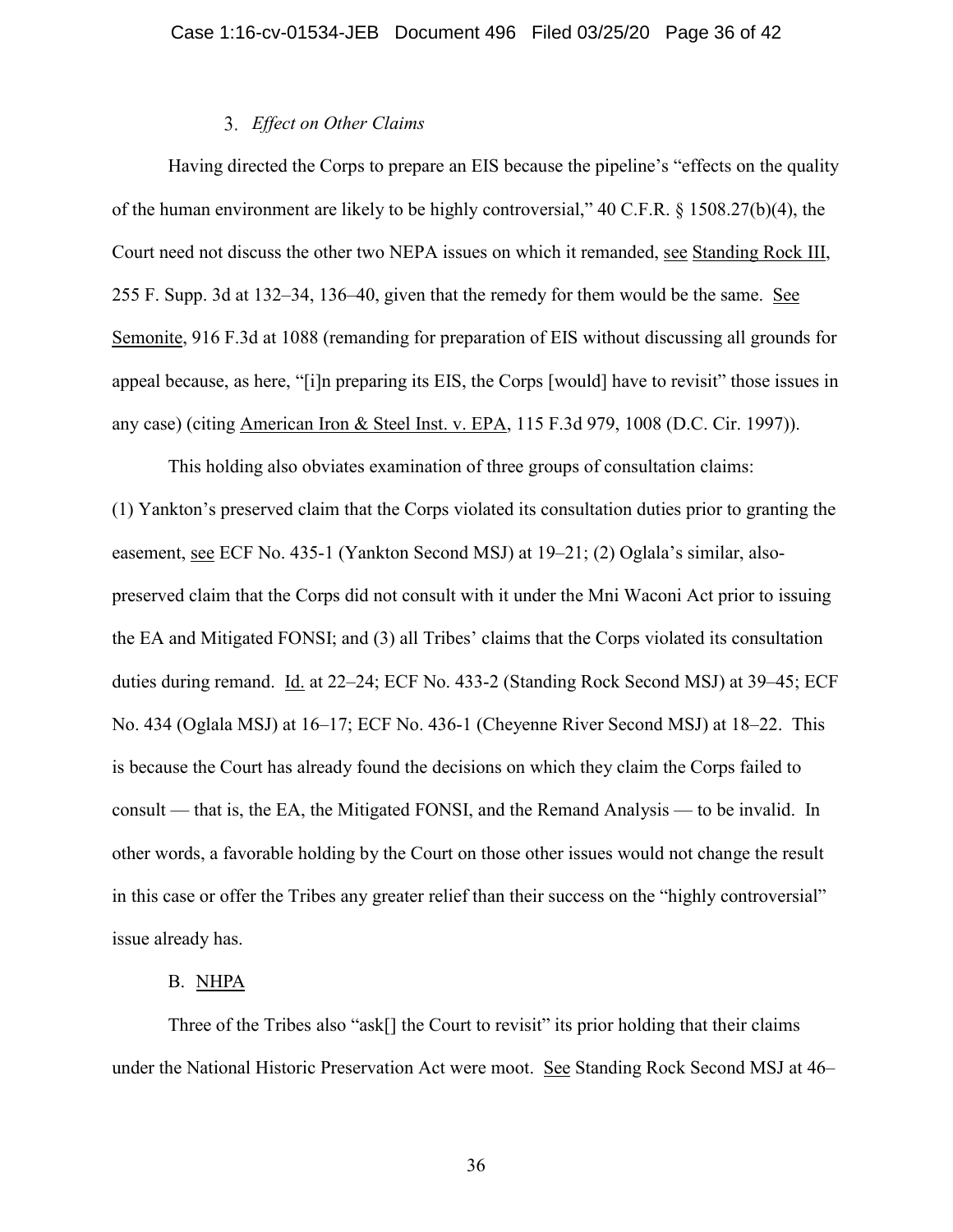### 3. *Effect on Other Claims*

Having directed the Corps to prepare an EIS because the pipeline's "effects on the quality of the human environment are likely to be highly controversial," 40 C.F.R. § 1508.27(b)(4), the Court need not discuss the other two NEPA issues on which it remanded, see Standing Rock III, 255 F. Supp. 3d at 132–34, 136–40, given that the remedy for them would be the same. See Semonite, 916 F.3d at 1088 (remanding for preparation of EIS without discussing all grounds for appeal because, as here, "[i]n preparing its EIS, the Corps [would] have to revisit" those issues in any case) (citing American Iron & Steel Inst. v. EPA, 115 F.3d 979, 1008 (D.C. Cir. 1997)).

This holding also obviates examination of three groups of consultation claims: (1) Yankton's preserved claim that the Corps violated its consultation duties prior to granting the easement, see ECF No. 435-1 (Yankton Second MSJ) at 19–21; (2) Oglala's similar, also-preserved claim that the Corps did not consult with it under the Mni Waconi Act prior to issuing the EA and Mitigated FONSI; and (3) all Tribes' claims that the Corps violated its consultation duties during remand. Id. at 22–24; ECF No. 433-2 (Standing Rock Second MSJ) at 39–45; ECF No. 434 (Oglala MSJ) at 16–17; ECF No. 436-1 (Cheyenne River Second MSJ) at 18–22. This is because the Court has already found the decisions on which they claim the Corps failed to consult — that is, the EA, the Mitigated FONSI, and the Remand Analysis — to be invalid. In other words, a favorable holding by the Court on those other issues would not change the result in this case or offer the Tribes any greater relief than their success on the "highly controversial" issue already has.

## B. NHPA

Three of the Tribes also "ask[] the Court to revisit" its prior holding that their claims under the National Historic Preservation Act were moot. See Standing Rock Second MSJ at 46–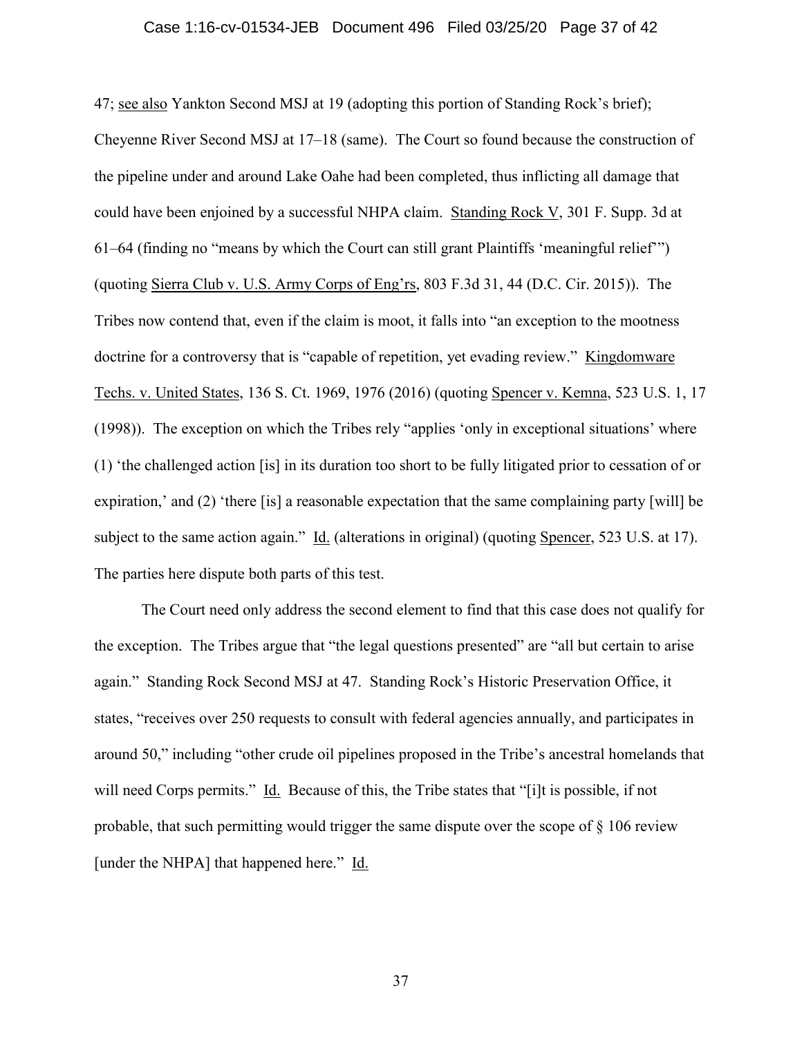47; see also Yankton Second MSJ at 19 (adopting this portion of Standing Rock's brief); Cheyenne River Second MSJ at 17–18 (same). The Court so found because the construction of the pipeline under and around Lake Oahe had been completed, thus inflicting all damage that could have been enjoined by a successful NHPA claim. Standing Rock V, 301 F. Supp. 3d at 61–64 (finding no "means by which the Court can still grant Plaintiffs 'meaningful relief'") (quoting Sierra Club v. U.S. Army Corps of Eng'rs, 803 F.3d 31, 44 (D.C. Cir. 2015)). The Tribes now contend that, even if the claim is moot, it falls into "an exception to the mootness doctrine for a controversy that is "capable of repetition, yet evading review." Kingdomware Techs. v. United States, 136 S. Ct. 1969, 1976 (2016) (quoting Spencer v. Kemna, 523 U.S. 1, 17 (1998)). The exception on which the Tribes rely "applies 'only in exceptional situations' where (1) 'the challenged action [is] in its duration too short to be fully litigated prior to cessation of or expiration,' and (2) 'there [is] a reasonable expectation that the same complaining party [will] be subject to the same action again." Id. (alterations in original) (quoting Spencer, 523 U.S. at 17). The parties here dispute both parts of this test.

The Court need only address the second element to find that this case does not qualify for the exception. The Tribes argue that "the legal questions presented" are "all but certain to arise again." Standing Rock Second MSJ at 47. Standing Rock's Historic Preservation Office, it states, "receives over 250 requests to consult with federal agencies annually, and participates in around 50," including "other crude oil pipelines proposed in the Tribe's ancestral homelands that will need Corps permits." Id. Because of this, the Tribe states that "[i]t is possible, if not probable, that such permitting would trigger the same dispute over the scope of § 106 review [under the NHPA] that happened here." Id.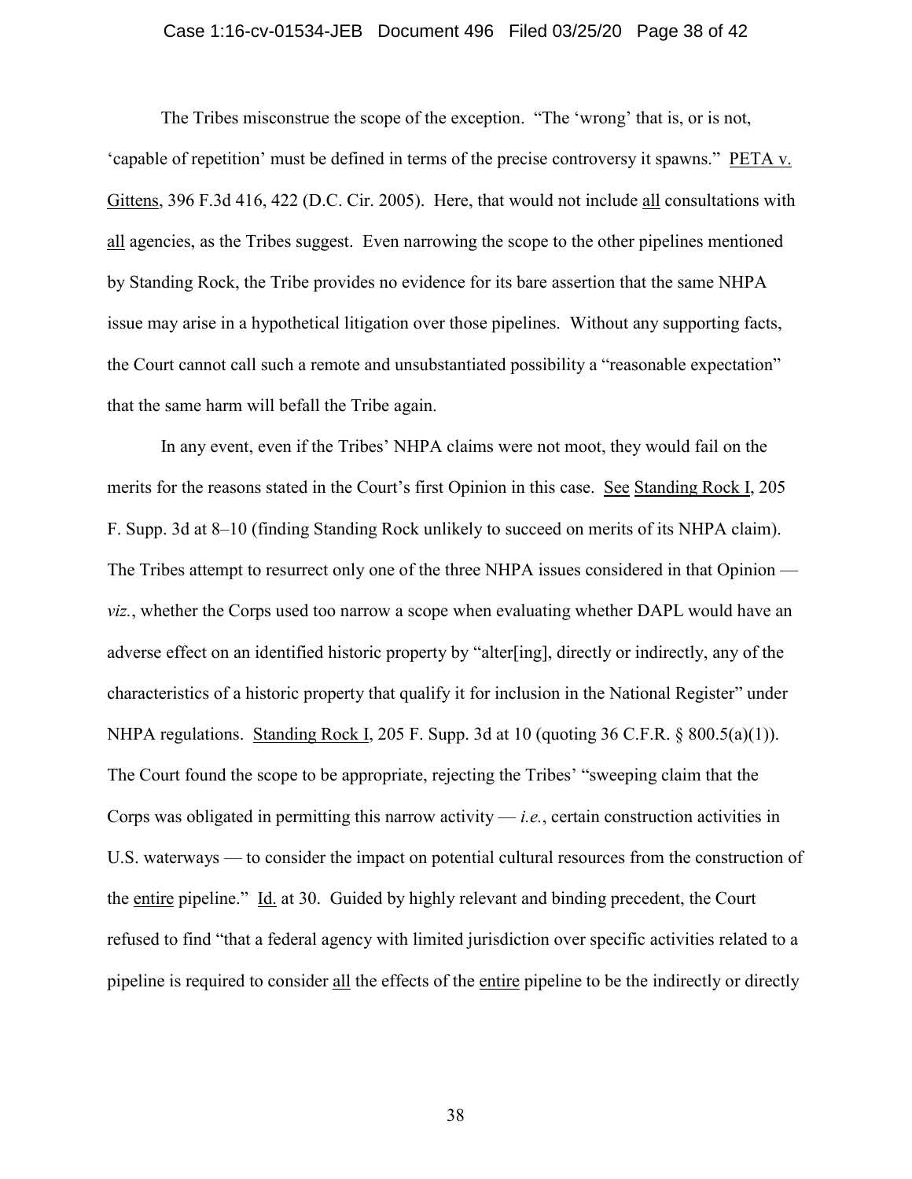The Tribes misconstrue the scope of the exception. "The 'wrong' that is, or is not, 'capable of repetition' must be defined in terms of the precise controversy it spawns." PETA v. Gittens, 396 F.3d 416, 422 (D.C. Cir. 2005). Here, that would not include all consultations with all agencies, as the Tribes suggest. Even narrowing the scope to the other pipelines mentioned by Standing Rock, the Tribe provides no evidence for its bare assertion that the same NHPA issue may arise in a hypothetical litigation over those pipelines. Without any supporting facts, the Court cannot call such a remote and unsubstantiated possibility a "reasonable expectation" that the same harm will befall the Tribe again.

In any event, even if the Tribes' NHPA claims were not moot, they would fail on the merits for the reasons stated in the Court's first Opinion in this case. See Standing Rock I, 205 F. Supp. 3d at 8–10 (finding Standing Rock unlikely to succeed on merits of its NHPA claim). The Tribes attempt to resurrect only one of the three NHPA issues considered in that Opinion — *viz.*, whether the Corps used too narrow a scope when evaluating whether DAPL would have an adverse effect on an identified historic property by "alter[ing], directly or indirectly, any of the characteristics of a historic property that qualify it for inclusion in the National Register" under NHPA regulations. Standing Rock I, 205 F. Supp. 3d at 10 (quoting 36 C.F.R. § 800.5(a)(1)). The Court found the scope to be appropriate, rejecting the Tribes' "sweeping claim that the Corps was obligated in permitting this narrow activity — *i.e.*, certain construction activities in U.S. waterways — to consider the impact on potential cultural resources from the construction of the entire pipeline." Id. at 30. Guided by highly relevant and binding precedent, the Court refused to find "that a federal agency with limited jurisdiction over specific activities related to a pipeline is required to consider all the effects of the entire pipeline to be the indirectly or directly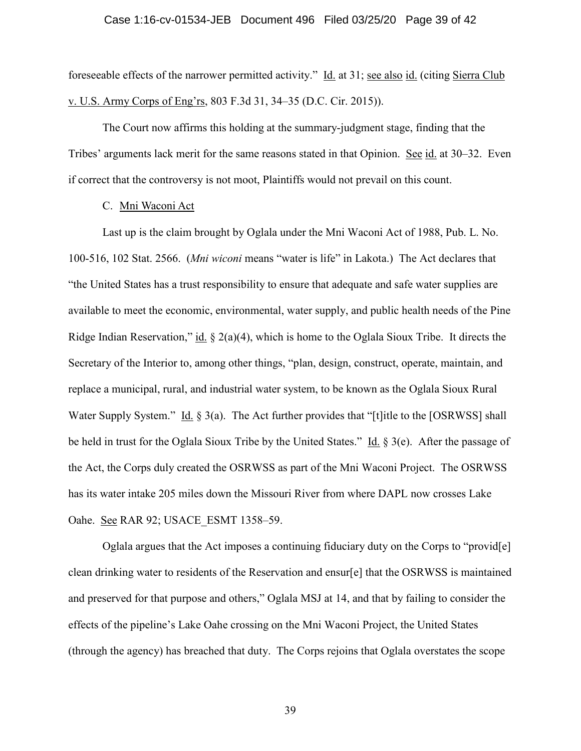foreseeable effects of the narrower permitted activity." Id. at 31; see also id. (citing Sierra Club v. U.S. Army Corps of Eng'rs, 803 F.3d 31, 34–35 (D.C. Cir. 2015)).

The Court now affirms this holding at the summary-judgment stage, finding that the Tribes' arguments lack merit for the same reasons stated in that Opinion. See id. at 30–32. Even if correct that the controversy is not moot, Plaintiffs would not prevail on this count.

### C. Mni Waconi Act

Last up is the claim brought by Oglala under the Mni Waconi Act of 1988, Pub. L. No. 100-516, 102 Stat. 2566. (*Mni wiconi* means "water is life" in Lakota.) The Act declares that "the United States has a trust responsibility to ensure that adequate and safe water supplies are available to meet the economic, environmental, water supply, and public health needs of the Pine Ridge Indian Reservation," id. § 2(a)(4), which is home to the Oglala Sioux Tribe. It directs the Secretary of the Interior to, among other things, "plan, design, construct, operate, maintain, and replace a municipal, rural, and industrial water system, to be known as the Oglala Sioux Rural Water Supply System." Id. § 3(a). The Act further provides that "[t]itle to the [OSRWSS] shall be held in trust for the Oglala Sioux Tribe by the United States." Id. § 3(e). After the passage of the Act, the Corps duly created the OSRWSS as part of the Mni Waconi Project. The OSRWSS has its water intake 205 miles down the Missouri River from where DAPL now crosses Lake Oahe. See RAR 92; USACE_ESMT 1358–59.

Oglala argues that the Act imposes a continuing fiduciary duty on the Corps to "provid[e] clean drinking water to residents of the Reservation and ensur[e] that the OSRWSS is maintained and preserved for that purpose and others," Oglala MSJ at 14, and that by failing to consider the effects of the pipeline's Lake Oahe crossing on the Mni Waconi Project, the United States (through the agency) has breached that duty. The Corps rejoins that Oglala overstates the scope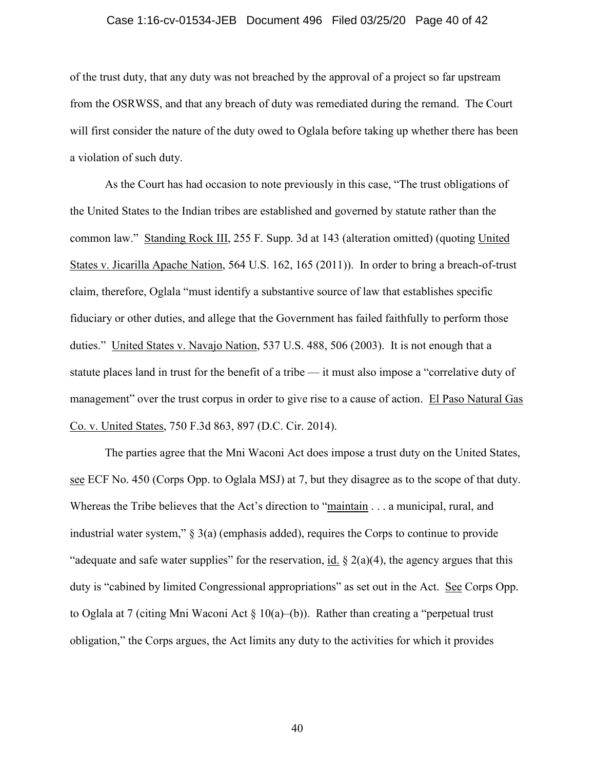of the trust duty, that any duty was not breached by the approval of a project so far upstream from the OSRWSS, and that any breach of duty was remediated during the remand. The Court will first consider the nature of the duty owed to Oglala before taking up whether there has been a violation of such duty.

As the Court has had occasion to note previously in this case, "The trust obligations of the United States to the Indian tribes are established and governed by statute rather than the common law." Standing Rock III, 255 F. Supp. 3d at 143 (alteration omitted) (quoting United States v. Jicarilla Apache Nation, 564 U.S. 162, 165 (2011)). In order to bring a breach-of-trust claim, therefore, Oglala "must identify a substantive source of law that establishes specific fiduciary or other duties, and allege that the Government has failed faithfully to perform those duties." United States v. Navajo Nation, 537 U.S. 488, 506 (2003). It is not enough that a statute places land in trust for the benefit of a tribe — it must also impose a "correlative duty of management" over the trust corpus in order to give rise to a cause of action. El Paso Natural Gas Co. v. United States, 750 F.3d 863, 897 (D.C. Cir. 2014).

The parties agree that the Mni Waconi Act does impose a trust duty on the United States, see ECF No. 450 (Corps Opp. to Oglala MSJ) at 7, but they disagree as to the scope of that duty. Whereas the Tribe believes that the Act's direction to "maintain . . . a municipal, rural, and industrial water system," § 3(a) (emphasis added), requires the Corps to continue to provide "adequate and safe water supplies" for the reservation, id. § 2(a)(4), the agency argues that this duty is "cabined by limited Congressional appropriations" as set out in the Act. See Corps Opp. to Oglala at 7 (citing Mni Waconi Act § 10(a)–(b)). Rather than creating a "perpetual trust obligation," the Corps argues, the Act limits any duty to the activities for which it provides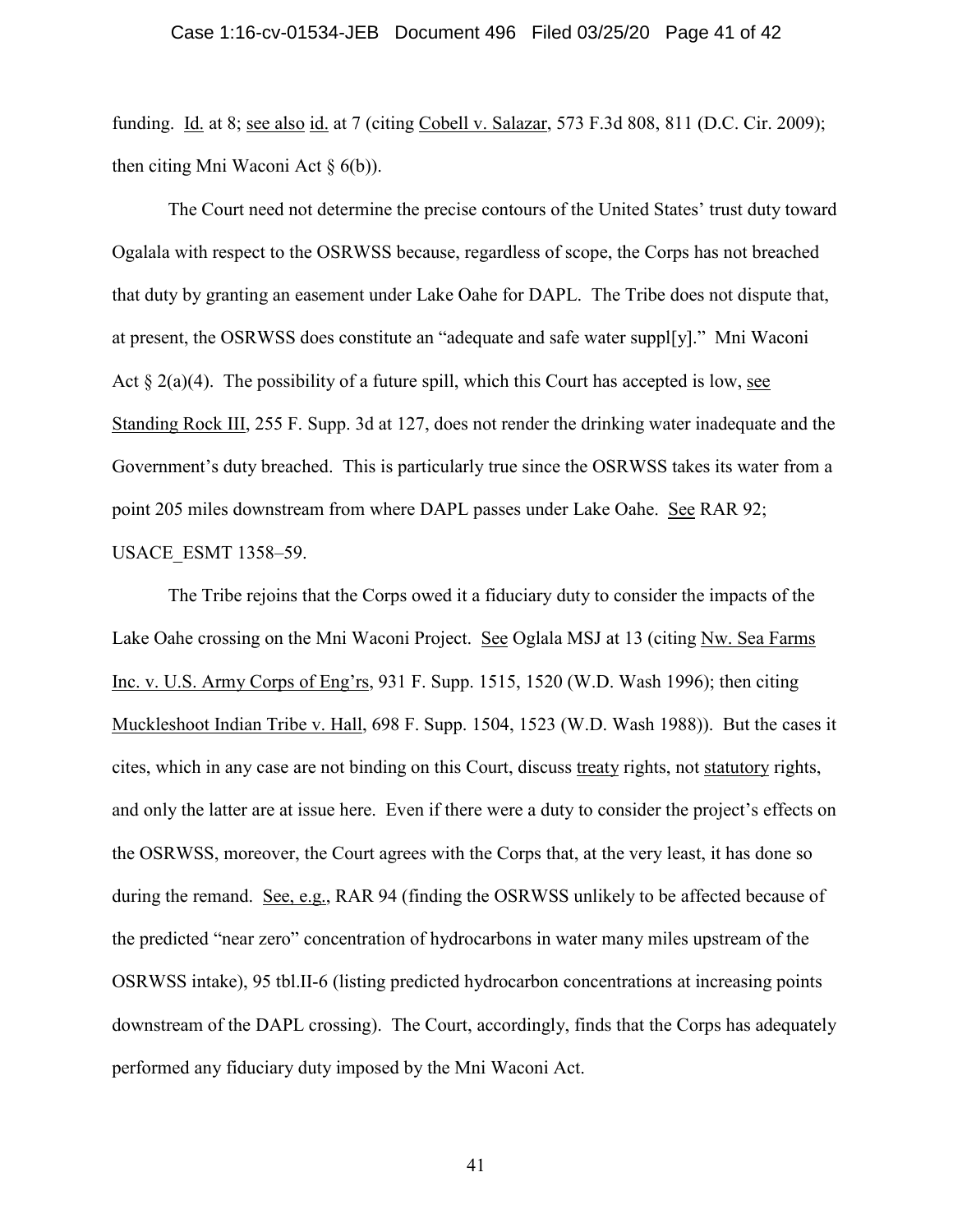funding. Id. at 8; see also id. at 7 (citing Cobell v. Salazar, 573 F.3d 808, 811 (D.C. Cir. 2009); then citing Mni Waconi Act § 6(b)).

The Court need not determine the precise contours of the United States' trust duty toward Ogalala with respect to the OSRWSS because, regardless of scope, the Corps has not breached that duty by granting an easement under Lake Oahe for DAPL. The Tribe does not dispute that, at present, the OSRWSS does constitute an "adequate and safe water suppl[y]." Mni Waconi Act § 2(a)(4). The possibility of a future spill, which this Court has accepted is low, see Standing Rock III, 255 F. Supp. 3d at 127, does not render the drinking water inadequate and the Government's duty breached. This is particularly true since the OSRWSS takes its water from a point 205 miles downstream from where DAPL passes under Lake Oahe. See RAR 92; USACE_ESMT 1358–59.

The Tribe rejoins that the Corps owed it a fiduciary duty to consider the impacts of the Lake Oahe crossing on the Mni Waconi Project. See Oglala MSJ at 13 (citing Nw. Sea Farms Inc. v. U.S. Army Corps of Eng'rs, 931 F. Supp. 1515, 1520 (W.D. Wash 1996); then citing Muckleshoot Indian Tribe v. Hall, 698 F. Supp. 1504, 1523 (W.D. Wash 1988)). But the cases it cites, which in any case are not binding on this Court, discuss treaty rights, not statutory rights, and only the latter are at issue here. Even if there were a duty to consider the project's effects on the OSRWSS, moreover, the Court agrees with the Corps that, at the very least, it has done so during the remand. See, e.g., RAR 94 (finding the OSRWSS unlikely to be affected because of the predicted "near zero" concentration of hydrocarbons in water many miles upstream of the OSRWSS intake), 95 tbl.II-6 (listing predicted hydrocarbon concentrations at increasing points downstream of the DAPL crossing). The Court, accordingly, finds that the Corps has adequately performed any fiduciary duty imposed by the Mni Waconi Act.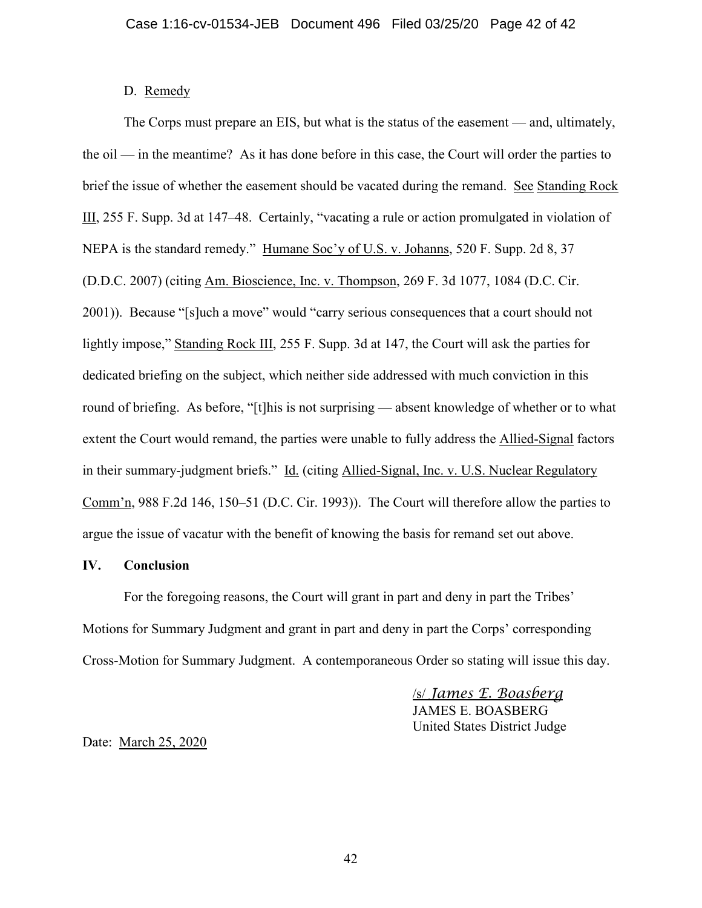D. Remedy

The Corps must prepare an EIS, but what is the status of the easement — and, ultimately, the oil — in the meantime? As it has done before in this case, the Court will order the parties to brief the issue of whether the easement should be vacated during the remand. See Standing Rock III, 255 F. Supp. 3d at 147–48. Certainly, "vacating a rule or action promulgated in violation of NEPA is the standard remedy." Humane Soc'y of U.S. v. Johanns, 520 F. Supp. 2d 8, 37 (D.D.C. 2007) (citing Am. Bioscience, Inc. v. Thompson, 269 F. 3d 1077, 1084 (D.C. Cir. 2001)). Because "[s]uch a move" would "carry serious consequences that a court should not lightly impose," Standing Rock III, 255 F. Supp. 3d at 147, the Court will ask the parties for dedicated briefing on the subject, which neither side addressed with much conviction in this round of briefing. As before, "[t]his is not surprising — absent knowledge of whether or to what extent the Court would remand, the parties were unable to fully address the Allied-Signal factors in their summary-judgment briefs." Id. (citing Allied-Signal, Inc. v. U.S. Nuclear Regulatory Comm'n, 988 F.2d 146, 150–51 (D.C. Cir. 1993)). The Court will therefore allow the parties to argue the issue of vacatur with the benefit of knowing the basis for remand set out above.

## IV. Conclusion

For the foregoing reasons, the Court will grant in part and deny in part the Tribes' Motions for Summary Judgment and grant in part and deny in part the Corps' corresponding Cross-Motion for Summary Judgment. A contemporaneous Order so stating will issue this day.

/s/ *James E. Boasberg*
JAMES E. BOASBERG
United States District Judge

Date: March 25, 2020